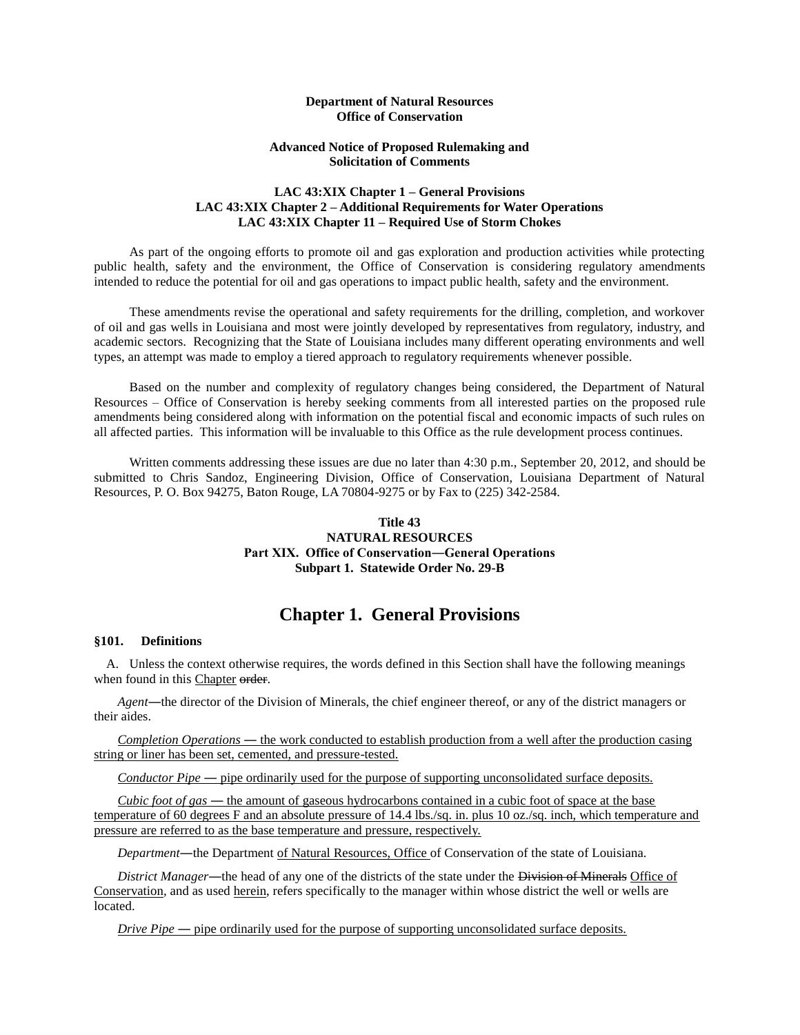**Department of Natural Resources**
**Office of Conservation**

**Advanced Notice of Proposed Rulemaking and**
**Solicitation of Comments**

**LAC 43:XIX Chapter 1 – General Provisions**
**LAC 43:XIX Chapter 2 – Additional Requirements for Water Operations**
**LAC 43:XIX Chapter 11 – Required Use of Storm Chokes**

As part of the ongoing efforts to promote oil and gas exploration and production activities while protecting public health, safety and the environment, the Office of Conservation is considering regulatory amendments intended to reduce the potential for oil and gas operations to impact public health, safety and the environment.

These amendments revise the operational and safety requirements for the drilling, completion, and workover of oil and gas wells in Louisiana and most were jointly developed by representatives from regulatory, industry, and academic sectors. Recognizing that the State of Louisiana includes many different operating environments and well types, an attempt was made to employ a tiered approach to regulatory requirements whenever possible.

Based on the number and complexity of regulatory changes being considered, the Department of Natural Resources – Office of Conservation is hereby seeking comments from all interested parties on the proposed rule amendments being considered along with information on the potential fiscal and economic impacts of such rules on all affected parties. This information will be invaluable to this Office as the rule development process continues.

Written comments addressing these issues are due no later than 4:30 p.m., September 20, 2012, and should be submitted to Chris Sandoz, Engineering Division, Office of Conservation, Louisiana Department of Natural Resources, P. O. Box 94275, Baton Rouge, LA 70804-9275 or by Fax to (225) 342-2584.

**Title 43**
**NATURAL RESOURCES**
**Part XIX. Office of Conservation—General Operations**
**Subpart 1. Statewide Order No. 29-B**

# Chapter 1. General Provisions

**§101. Definitions**

A. Unless the context otherwise requires, the words defined in this Section shall have the following meanings when found in this <u>Chapter</u> ~~order~~.

*Agent*—the director of the Division of Minerals, the chief engineer thereof, or any of the district managers or their aides.

<u>*Completion Operations* — the work conducted to establish production from a well after the production casing string or liner has been set, cemented, and pressure-tested.</u>

<u>*Conductor Pipe* — pipe ordinarily used for the purpose of supporting unconsolidated surface deposits.</u>

<u>*Cubic foot of gas* — the amount of gaseous hydrocarbons contained in a cubic foot of space at the base temperature of 60 degrees F and an absolute pressure of 14.4 lbs./sq. in. plus 10 oz./sq. inch, which temperature and pressure are referred to as the base temperature and pressure, respectively.</u>

*Department*—the Department <u>of Natural Resources, Office</u> of Conservation of the state of Louisiana.

*District Manager*—the head of any one of the districts of the state under the ~~Division of Minerals~~ <u>Office of Conservation</u>, and as used <u>herein</u>, refers specifically to the manager within whose district the well or wells are located.

<u>*Drive Pipe* — pipe ordinarily used for the purpose of supporting unconsolidated surface deposits.</u>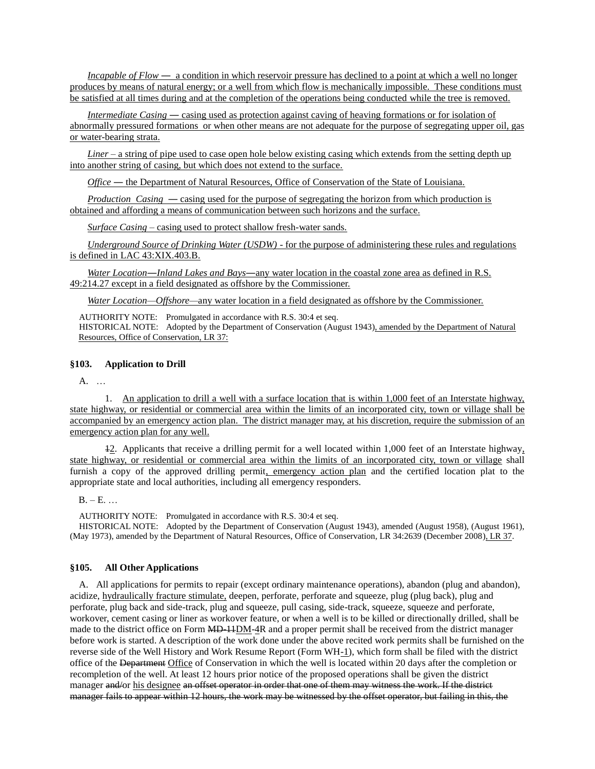*Incapable of Flow* — a condition in which reservoir pressure has declined to a point at which a well no longer produces by means of natural energy; or a well from which flow is mechanically impossible. These conditions must be satisfied at all times during and at the completion of the operations being conducted while the tree is removed.

*Intermediate Casing* — casing used as protection against caving of heaving formations or for isolation of abnormally pressured formations or when other means are not adequate for the purpose of segregating upper oil, gas or water-bearing strata.

*Liner* – a string of pipe used to case open hole below existing casing which extends from the setting depth up into another string of casing, but which does not extend to the surface.

*Office* — the Department of Natural Resources, Office of Conservation of the State of Louisiana.

*Production Casing* — casing used for the purpose of segregating the horizon from which production is obtained and affording a means of communication between such horizons and the surface.

*Surface Casing* – casing used to protect shallow fresh-water sands.

*Underground Source of Drinking Water (USDW)* - for the purpose of administering these rules and regulations is defined in LAC 43:XIX.403.B.

*Water Location—Inland Lakes and Bays*—any water location in the coastal zone area as defined in R.S. 49:214.27 except in a field designated as offshore by the Commissioner.

*Water Location—Offshore*—any water location in a field designated as offshore by the Commissioner.

AUTHORITY NOTE: Promulgated in accordance with R.S. 30:4 et seq.
HISTORICAL NOTE: Adopted by the Department of Conservation (August 1943), amended by the Department of Natural Resources, Office of Conservation, LR 37:

### §103. Application to Drill

A. …

1. An application to drill a well with a surface location that is within 1,000 feet of an Interstate highway, state highway, or residential or commercial area within the limits of an incorporated city, town or village shall be accompanied by an emergency action plan. The district manager may, at his discretion, require the submission of an emergency action plan for any well.

~~1~~2. Applicants that receive a drilling permit for a well located within 1,000 feet of an Interstate highway, state highway, or residential or commercial area within the limits of an incorporated city, town or village shall furnish a copy of the approved drilling permit, emergency action plan and the certified location plat to the appropriate state and local authorities, including all emergency responders.

B. – E. …

AUTHORITY NOTE: Promulgated in accordance with R.S. 30:4 et seq.
HISTORICAL NOTE: Adopted by the Department of Conservation (August 1943), amended (August 1958), (August 1961), (May 1973), amended by the Department of Natural Resources, Office of Conservation, LR 34:2639 (December 2008), LR 37.

### §105. All Other Applications

A. All applications for permits to repair (except ordinary maintenance operations), abandon (plug and abandon), acidize, hydraulically fracture stimulate, deepen, perforate, perforate and squeeze, plug (plug back), plug and perforate, plug back and side-track, plug and squeeze, pull casing, side-track, squeeze, squeeze and perforate, workover, cement casing or liner as workover feature, or when a well is to be killed or directionally drilled, shall be made to the district office on Form ~~MD-11~~DM-4R and a proper permit shall be received from the district manager before work is started. A description of the work done under the above recited work permits shall be furnished on the reverse side of the Well History and Work Resume Report (Form WH-1), which form shall be filed with the district office of the ~~Department~~ Office of Conservation in which the well is located within 20 days after the completion or recompletion of the well. At least 12 hours prior notice of the proposed operations shall be given the district manager ~~and/~~or his designee ~~an offset operator in order that one of them may witness the work. If the district manager fails to appear within 12 hours, the work may be witnessed by the offset operator, but failing in this, the~~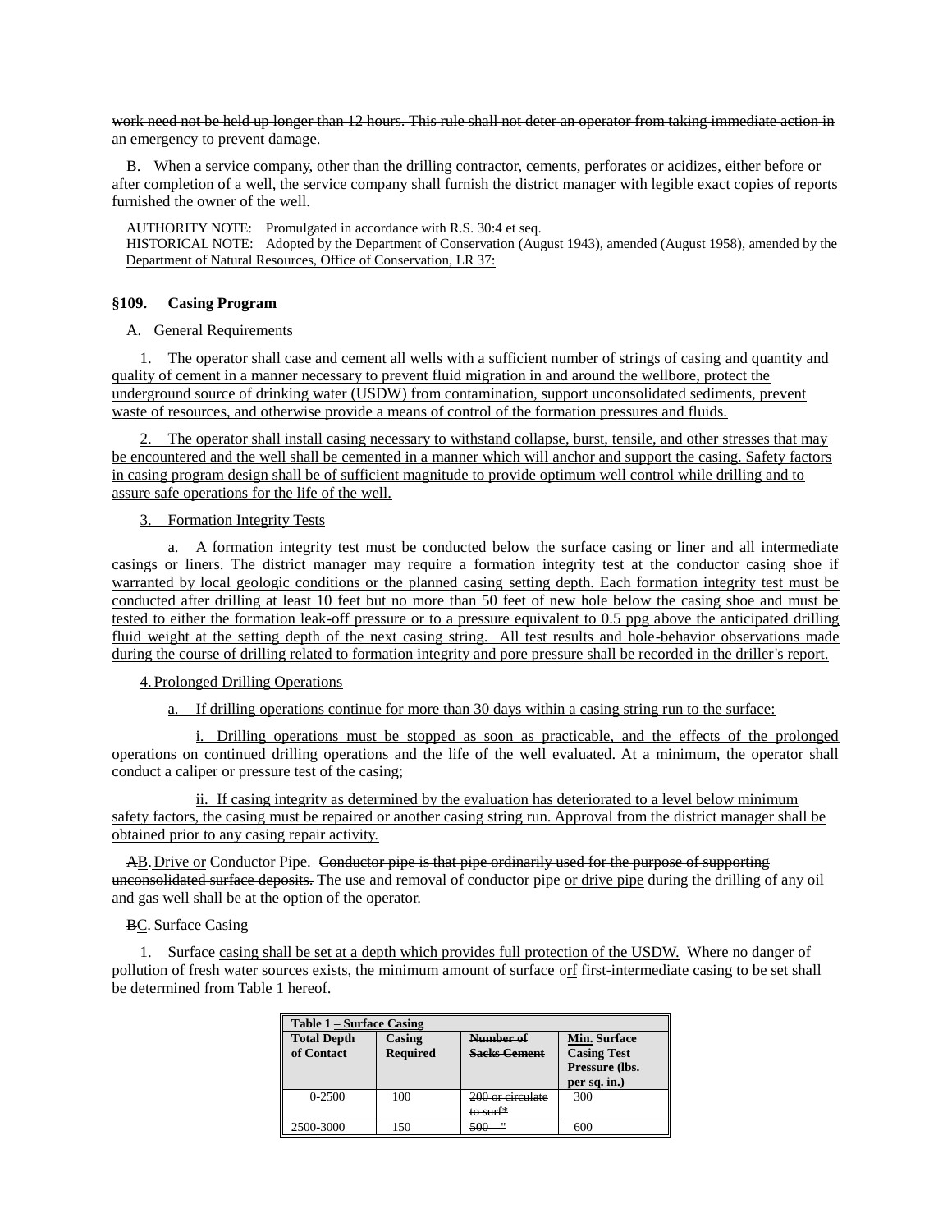work need not be held up longer than 12 hours. This rule shall not deter an operator from taking immediate action in an emergency to prevent damage.

B. When a service company, other than the drilling contractor, cements, perforates or acidizes, either before or after completion of a well, the service company shall furnish the district manager with legible exact copies of reports furnished the owner of the well.

AUTHORITY NOTE: Promulgated in accordance with R.S. 30:4 et seq.
HISTORICAL NOTE: Adopted by the Department of Conservation (August 1943), amended (August 1958), amended by the Department of Natural Resources, Office of Conservation, LR 37:

### §109. Casing Program

A. General Requirements

1. The operator shall case and cement all wells with a sufficient number of strings of casing and quantity and quality of cement in a manner necessary to prevent fluid migration in and around the wellbore, protect the underground source of drinking water (USDW) from contamination, support unconsolidated sediments, prevent waste of resources, and otherwise provide a means of control of the formation pressures and fluids.

2. The operator shall install casing necessary to withstand collapse, burst, tensile, and other stresses that may be encountered and the well shall be cemented in a manner which will anchor and support the casing. Safety factors in casing program design shall be of sufficient magnitude to provide optimum well control while drilling and to assure safe operations for the life of the well.

3. Formation Integrity Tests

a. A formation integrity test must be conducted below the surface casing or liner and all intermediate casings or liners. The district manager may require a formation integrity test at the conductor casing shoe if warranted by local geologic conditions or the planned casing setting depth. Each formation integrity test must be conducted after drilling at least 10 feet but no more than 50 feet of new hole below the casing shoe and must be tested to either the formation leak-off pressure or to a pressure equivalent to 0.5 ppg above the anticipated drilling fluid weight at the setting depth of the next casing string. All test results and hole-behavior observations made during the course of drilling related to formation integrity and pore pressure shall be recorded in the driller's report.

4. Prolonged Drilling Operations

a. If drilling operations continue for more than 30 days within a casing string run to the surface:

i. Drilling operations must be stopped as soon as practicable, and the effects of the prolonged operations on continued drilling operations and the life of the well evaluated. At a minimum, the operator shall conduct a caliper or pressure test of the casing;

ii. If casing integrity as determined by the evaluation has deteriorated to a level below minimum safety factors, the casing must be repaired or another casing string run. Approval from the district manager shall be obtained prior to any casing repair activity.

~~A~~B. Drive or Conductor Pipe. ~~Conductor pipe is that pipe ordinarily used for the purpose of supporting unconsolidated surface deposits.~~ The use and removal of conductor pipe or drive pipe during the drilling of any oil and gas well shall be at the option of the operator.

~~B~~C. Surface Casing

1. Surface casing shall be set at a depth which provides full protection of the USDW. Where no danger of pollution of fresh water sources exists, the minimum amount of surface or~~f~~ first-intermediate casing to be set shall be determined from Table 1 hereof.

| Table 1 – Surface Casing | | | |
|---|---|---|---|
| **Total Depth of Contact** | **Casing Required** | ~~**Number of Sacks Cement**~~ | **Min. Surface Casing Test Pressure (lbs. per sq. in.)** |
| 0-2500 | 100 | ~~200 or circulate to surf*~~ | 300 |
| 2500-3000 | 150 | ~~500 "~~ | 600 |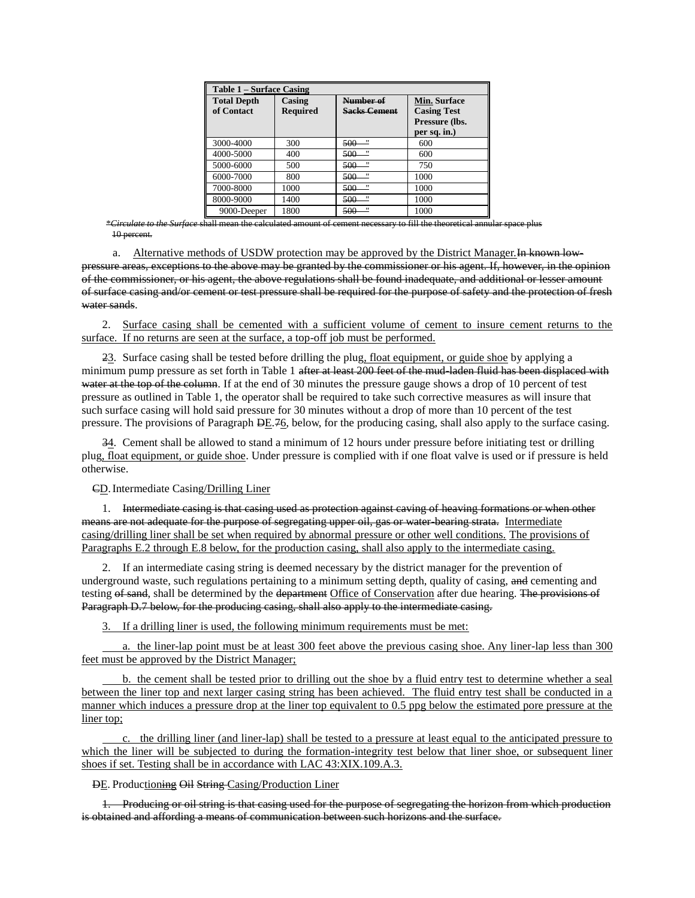| Table 1 – Surface Casing | | | |
|---|---|---|---|
| Total Depth of Contact | Casing Required | ~~Number of Sacks Cement~~ | Min. Surface Casing Test Pressure (lbs. per sq. in.) |
| 3000-4000 | 300 | ~~500 "~~ | 600 |
| 4000-5000 | 400 | ~~500 "~~ | 600 |
| 5000-6000 | 500 | ~~500 "~~ | 750 |
| 6000-7000 | 800 | ~~500 "~~ | 1000 |
| 7000-8000 | 1000 | ~~500 "~~ | 1000 |
| 8000-9000 | 1400 | ~~500 "~~ | 1000 |
| 9000-Deeper | 1800 | ~~500 "~~ | 1000 |

~~*Circulate to the Surface shall mean the calculated amount of cement necessary to fill the theoretical annular space plus 10 percent.~~

a. Alternative methods of USDW protection may be approved by the District Manager.~~In known low-pressure areas, exceptions to the above may be granted by the commissioner or his agent. If, however, in the opinion of the commissioner, or his agent, the above regulations shall be found inadequate, and additional or lesser amount of surface casing and/or cement or test pressure shall be required for the purpose of safety and the protection of fresh water sands~~.

2. Surface casing shall be cemented with a sufficient volume of cement to insure cement returns to the surface. If no returns are seen at the surface, a top-off job must be performed.

~~2~~3. Surface casing shall be tested before drilling the plug, float equipment, or guide shoe by applying a minimum pump pressure as set forth in Table 1 ~~after at least 200 feet of the mud-laden fluid has been displaced with water at the top of the column~~. If at the end of 30 minutes the pressure gauge shows a drop of 10 percent of test pressure as outlined in Table 1, the operator shall be required to take such corrective measures as will insure that such surface casing will hold said pressure for 30 minutes without a drop of more than 10 percent of the test pressure. The provisions of Paragraph ~~D~~E.~~7~~6, below, for the producing casing, shall also apply to the surface casing.

~~3~~4. Cement shall be allowed to stand a minimum of 12 hours under pressure before initiating test or drilling plug, float equipment, or guide shoe. Under pressure is complied with if one float valve is used or if pressure is held otherwise.

~~C~~D. Intermediate Casing/Drilling Liner

1. ~~Intermediate casing is that casing used as protection against caving of heaving formations or when other means are not adequate for the purpose of segregating upper oil, gas or water-bearing strata.~~ Intermediate casing/drilling liner shall be set when required by abnormal pressure or other well conditions. The provisions of Paragraphs E.2 through E.8 below, for the production casing, shall also apply to the intermediate casing.

2. If an intermediate casing string is deemed necessary by the district manager for the prevention of underground waste, such regulations pertaining to a minimum setting depth, quality of casing, ~~and~~ cementing and testing ~~of sand~~, shall be determined by the ~~department~~ Office of Conservation after due hearing. ~~The provisions of Paragraph D.7 below, for the producing casing, shall also apply to the intermediate casing.~~

3. If a drilling liner is used, the following minimum requirements must be met:

a. the liner-lap point must be at least 300 feet above the previous casing shoe. Any liner-lap less than 300 feet must be approved by the District Manager;

b. the cement shall be tested prior to drilling out the shoe by a fluid entry test to determine whether a seal between the liner top and next larger casing string has been achieved. The fluid entry test shall be conducted in a manner which induces a pressure drop at the liner top equivalent to 0.5 ppg below the estimated pore pressure at the liner top;

c. the drilling liner (and liner-lap) shall be tested to a pressure at least equal to the anticipated pressure to which the liner will be subjected to during the formation-integrity test below that liner shoe, or subsequent liner shoes if set. Testing shall be in accordance with LAC 43:XIX.109.A.3.

~~D~~E. Product~~ion~~ing ~~Oil String~~ Casing/Production Liner

~~1. Producing or oil string is that casing used for the purpose of segregating the horizon from which production is obtained and affording a means of communication between such horizons and the surface.~~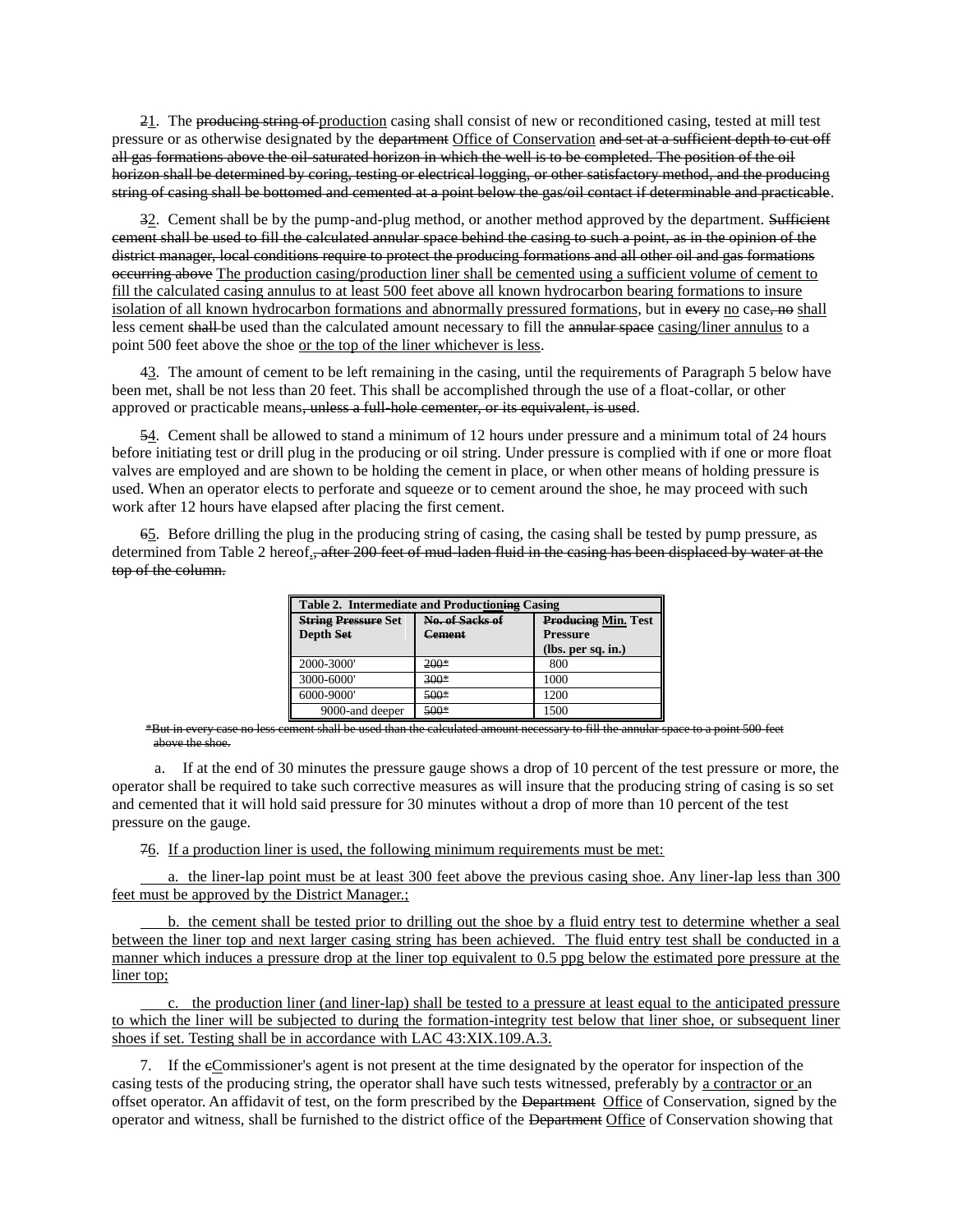~~2~~<u>1</u>. The ~~producing string of~~ <u>production</u> casing shall consist of new or reconditioned casing, tested at mill test pressure or as otherwise designated by the ~~department~~ <u>Office of Conservation</u> ~~and set at a sufficient depth to cut off all gas formations above the oil-saturated horizon in which the well is to be completed. The position of the oil horizon shall be determined by coring, testing or electrical logging, or other satisfactory method, and the producing string of casing shall be bottomed and cemented at a point below the gas/oil contact if determinable and practicable~~.

~~3~~<u>2</u>. Cement shall be by the pump-and-plug method, or another method approved by the department. ~~Sufficient cement shall be used to fill the calculated annular space behind the casing to such a point, as in the opinion of the district manager, local conditions require to protect the producing formations and all other oil and gas formations occurring above~~ <u>The production casing/production liner shall be cemented using a sufficient volume of cement to fill the calculated casing annulus to at least 500 feet above all known hydrocarbon bearing formations to insure isolation of all known hydrocarbon formations and abnormally pressured formations</u>, but in ~~every~~ <u>no</u> case~~, no~~ <u>shall</u> less cement ~~shall~~ be used than the calculated amount necessary to fill the ~~annular space~~ <u>casing/liner annulus</u> to a point 500 feet above the shoe <u>or the top of the liner whichever is less</u>.

4<u>3</u>. The amount of cement to be left remaining in the casing, until the requirements of Paragraph 5 below have been met, shall be not less than 20 feet. This shall be accomplished through the use of a float-collar, or other approved or practicable means~~, unless a full-hole cementer, or its equivalent, is used~~.

~~5~~<u>4</u>. Cement shall be allowed to stand a minimum of 12 hours under pressure and a minimum total of 24 hours before initiating test or drill plug in the producing or oil string. Under pressure is complied with if one or more float valves are employed and are shown to be holding the cement in place, or when other means of holding pressure is used. When an operator elects to perforate and squeeze or to cement around the shoe, he may proceed with such work after 12 hours have elapsed after placing the first cement.

~~6~~<u>5</u>. Before drilling the plug in the producing string of casing, the casing shall be tested by pump pressure, as determined from Table 2 hereof<u>.</u>~~, after 200 feet of mud-laden fluid in the casing has been displaced by water at the top of the column.~~

| Table 2. Intermediate and Produc<u>tion</u>~~ing~~ Casing | | |
|---|---|---|
| ~~String Pressure~~ Set Depth ~~Set~~ | ~~No. of Sacks of Cement~~ | ~~Producing~~ <u>Min.</u> Test Pressure (lbs. per sq. in.) |
| 2000-3000' | ~~200*~~ | 800 |
| 3000-6000' | ~~300*~~ | 1000 |
| 6000-9000' | ~~500*~~ | 1200 |
| 9000-and deeper | ~~500*~~ | 1500 |

~~*But in every case no less cement shall be used than the calculated amount necessary to fill the annular space to a point 500 feet above the shoe.~~

a. If at the end of 30 minutes the pressure gauge shows a drop of 10 percent of the test pressure or more, the operator shall be required to take such corrective measures as will insure that the producing string of casing is so set and cemented that it will hold said pressure for 30 minutes without a drop of more than 10 percent of the test pressure on the gauge.

~~7~~<u>6</u>. <u>If a production liner is used, the following minimum requirements must be met:</u>

<u>a. the liner-lap point must be at least 300 feet above the previous casing shoe. Any liner-lap less than 300 feet must be approved by the District Manager.;</u>

<u>b. the cement shall be tested prior to drilling out the shoe by a fluid entry test to determine whether a seal between the liner top and next larger casing string has been achieved. The fluid entry test shall be conducted in a manner which induces a pressure drop at the liner top equivalent to 0.5 ppg below the estimated pore pressure at the liner top;</u>

<u>c. the production liner (and liner-lap) shall be tested to a pressure at least equal to the anticipated pressure to which the liner will be subjected to during the formation-integrity test below that liner shoe, or subsequent liner shoes if set. Testing shall be in accordance with LAC 43:XIX.109.A.3.</u>

7. If the ~~c~~<u>C</u>ommissioner's agent is not present at the time designated by the operator for inspection of the casing tests of the producing string, the operator shall have such tests witnessed, preferably by <u>a contractor or</u> an offset operator. An affidavit of test, on the form prescribed by the ~~Department~~ <u>Office</u> of Conservation, signed by the operator and witness, shall be furnished to the district office of the ~~Department~~ <u>Office</u> of Conservation showing that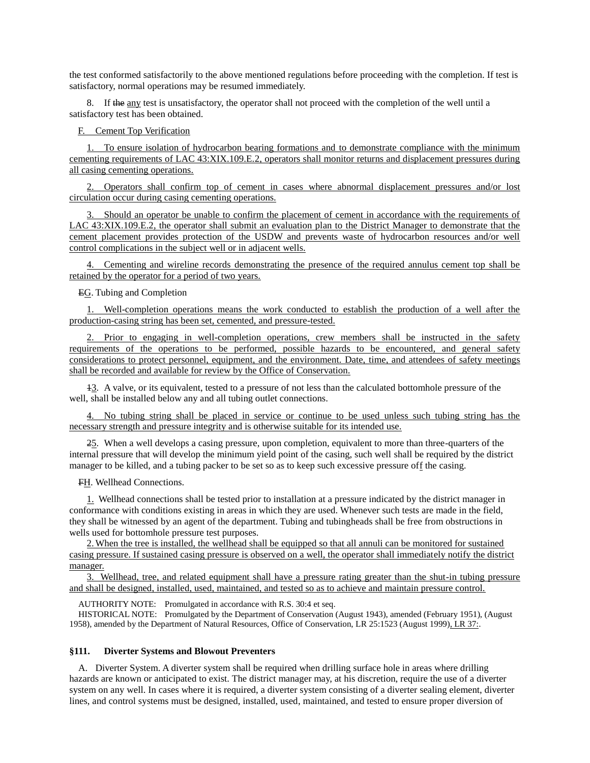the test conformed satisfactorily to the above mentioned regulations before proceeding with the completion. If test is satisfactory, normal operations may be resumed immediately.

8. If ~~the~~ any test is unsatisfactory, the operator shall not proceed with the completion of the well until a satisfactory test has been obtained.

F. Cement Top Verification

1. To ensure isolation of hydrocarbon bearing formations and to demonstrate compliance with the minimum cementing requirements of LAC 43:XIX.109.E.2, operators shall monitor returns and displacement pressures during all casing cementing operations.

2. Operators shall confirm top of cement in cases where abnormal displacement pressures and/or lost circulation occur during casing cementing operations.

3. Should an operator be unable to confirm the placement of cement in accordance with the requirements of LAC 43:XIX.109.E.2, the operator shall submit an evaluation plan to the District Manager to demonstrate that the cement placement provides protection of the USDW and prevents waste of hydrocarbon resources and/or well control complications in the subject well or in adjacent wells.

4. Cementing and wireline records demonstrating the presence of the required annulus cement top shall be retained by the operator for a period of two years.

~~E~~G. Tubing and Completion

1. Well-completion operations means the work conducted to establish the production of a well after the production-casing string has been set, cemented, and pressure-tested.

2. Prior to engaging in well-completion operations, crew members shall be instructed in the safety requirements of the operations to be performed, possible hazards to be encountered, and general safety considerations to protect personnel, equipment, and the environment. Date, time, and attendees of safety meetings shall be recorded and available for review by the Office of Conservation.

~~1~~3. A valve, or its equivalent, tested to a pressure of not less than the calculated bottomhole pressure of the well, shall be installed below any and all tubing outlet connections.

4. No tubing string shall be placed in service or continue to be used unless such tubing string has the necessary strength and pressure integrity and is otherwise suitable for its intended use.

~~2~~5. When a well develops a casing pressure, upon completion, equivalent to more than three-quarters of the internal pressure that will develop the minimum yield point of the casing, such well shall be required by the district manager to be killed, and a tubing packer to be set so as to keep such excessive pressure off the casing.

~~F~~H. Wellhead Connections.

1. Wellhead connections shall be tested prior to installation at a pressure indicated by the district manager in conformance with conditions existing in areas in which they are used. Whenever such tests are made in the field, they shall be witnessed by an agent of the department. Tubing and tubingheads shall be free from obstructions in wells used for bottomhole pressure test purposes.

2. When the tree is installed, the wellhead shall be equipped so that all annuli can be monitored for sustained casing pressure. If sustained casing pressure is observed on a well, the operator shall immediately notify the district manager.

3. Wellhead, tree, and related equipment shall have a pressure rating greater than the shut-in tubing pressure and shall be designed, installed, used, maintained, and tested so as to achieve and maintain pressure control.

AUTHORITY NOTE: Promulgated in accordance with R.S. 30:4 et seq.

HISTORICAL NOTE: Promulgated by the Department of Conservation (August 1943), amended (February 1951), (August 1958), amended by the Department of Natural Resources, Office of Conservation, LR 25:1523 (August 1999), LR 37:.

### §111. Diverter Systems and Blowout Preventers

A. Diverter System. A diverter system shall be required when drilling surface hole in areas where drilling hazards are known or anticipated to exist. The district manager may, at his discretion, require the use of a diverter system on any well. In cases where it is required, a diverter system consisting of a diverter sealing element, diverter lines, and control systems must be designed, installed, used, maintained, and tested to ensure proper diversion of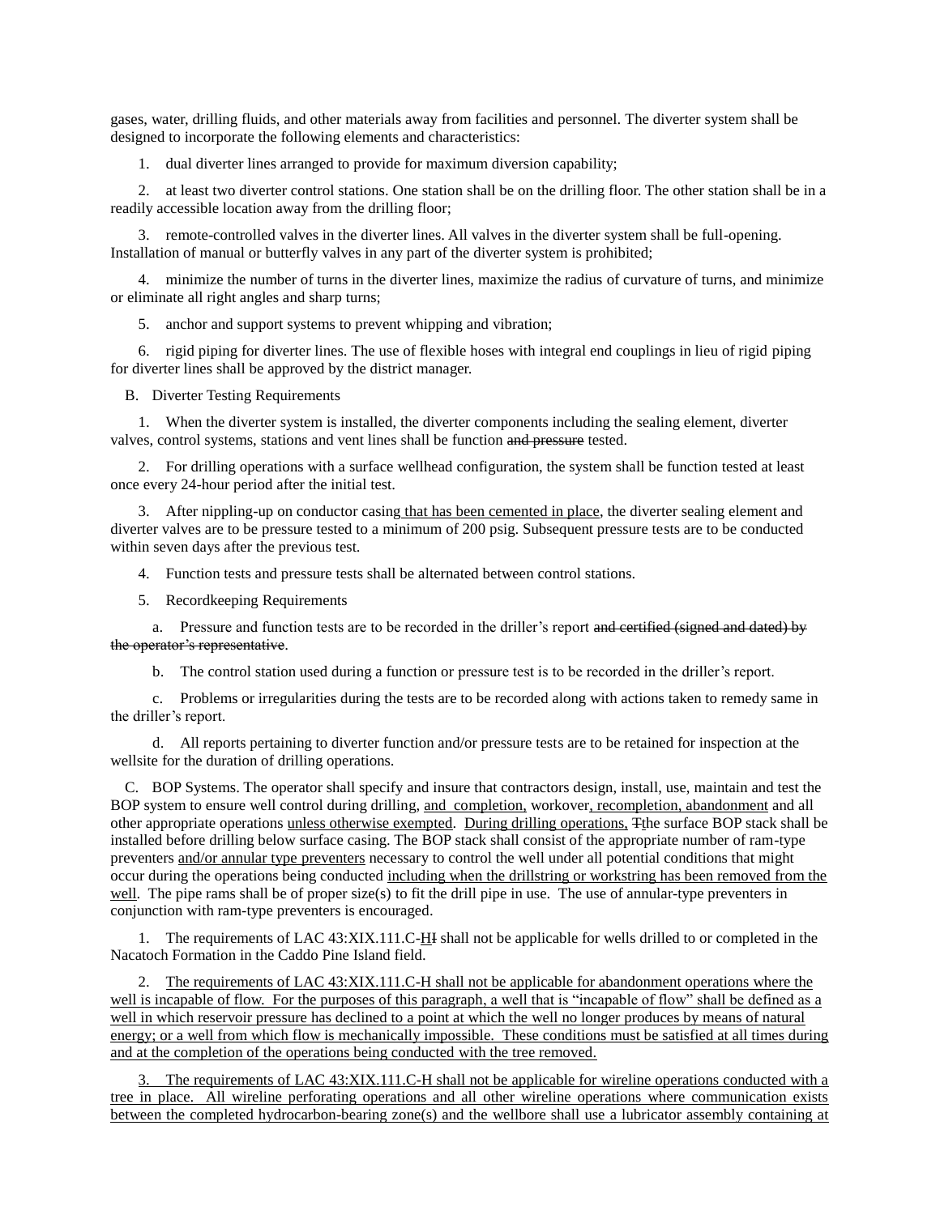gases, water, drilling fluids, and other materials away from facilities and personnel. The diverter system shall be designed to incorporate the following elements and characteristics:

1. dual diverter lines arranged to provide for maximum diversion capability;

2. at least two diverter control stations. One station shall be on the drilling floor. The other station shall be in a readily accessible location away from the drilling floor;

3. remote-controlled valves in the diverter lines. All valves in the diverter system shall be full-opening. Installation of manual or butterfly valves in any part of the diverter system is prohibited;

4. minimize the number of turns in the diverter lines, maximize the radius of curvature of turns, and minimize or eliminate all right angles and sharp turns;

5. anchor and support systems to prevent whipping and vibration;

6. rigid piping for diverter lines. The use of flexible hoses with integral end couplings in lieu of rigid piping for diverter lines shall be approved by the district manager.

B. Diverter Testing Requirements

1. When the diverter system is installed, the diverter components including the sealing element, diverter valves, control systems, stations and vent lines shall be function ~~and pressure~~ tested.

2. For drilling operations with a surface wellhead configuration, the system shall be function tested at least once every 24-hour period after the initial test.

3. After nippling-up on conductor casing that has been cemented in place, the diverter sealing element and diverter valves are to be pressure tested to a minimum of 200 psig. Subsequent pressure tests are to be conducted within seven days after the previous test.

4. Function tests and pressure tests shall be alternated between control stations.

5. Recordkeeping Requirements

a. Pressure and function tests are to be recorded in the driller's report ~~and certified (signed and dated) by the operator's representative~~.

b. The control station used during a function or pressure test is to be recorded in the driller's report.

c. Problems or irregularities during the tests are to be recorded along with actions taken to remedy same in the driller's report.

d. All reports pertaining to diverter function and/or pressure tests are to be retained for inspection at the wellsite for the duration of drilling operations.

C. BOP Systems. The operator shall specify and insure that contractors design, install, use, maintain and test the BOP system to ensure well control during drilling, and completion, workover, recompletion, abandonment and all other appropriate operations unless otherwise exempted. During drilling operations, ~~T~~the surface BOP stack shall be installed before drilling below surface casing. The BOP stack shall consist of the appropriate number of ram-type preventers and/or annular type preventers necessary to control the well under all potential conditions that might occur during the operations being conducted including when the drillstring or workstring has been removed from the well. The pipe rams shall be of proper size(s) to fit the drill pipe in use. The use of annular-type preventers in conjunction with ram-type preventers is encouraged.

1. The requirements of LAC 43:XIX.111.C-H~~I~~ shall not be applicable for wells drilled to or completed in the Nacatoch Formation in the Caddo Pine Island field.

2. The requirements of LAC 43:XIX.111.C-H shall not be applicable for abandonment operations where the well is incapable of flow. For the purposes of this paragraph, a well that is "incapable of flow" shall be defined as a well in which reservoir pressure has declined to a point at which the well no longer produces by means of natural energy; or a well from which flow is mechanically impossible. These conditions must be satisfied at all times during and at the completion of the operations being conducted with the tree removed.

3. The requirements of LAC 43:XIX.111.C-H shall not be applicable for wireline operations conducted with a tree in place. All wireline perforating operations and all other wireline operations where communication exists between the completed hydrocarbon-bearing zone(s) and the wellbore shall use a lubricator assembly containing at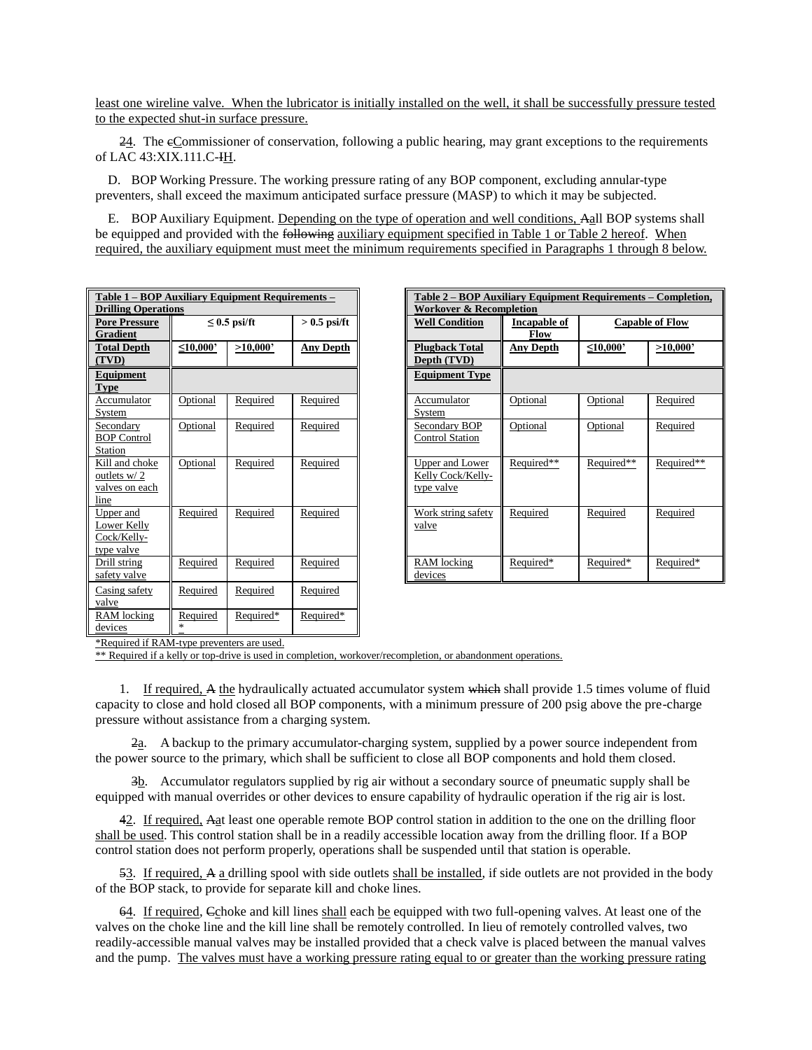least one wireline valve. When the lubricator is initially installed on the well, it shall be successfully pressure tested to the expected shut-in surface pressure.

24. The cCommissioner of conservation, following a public hearing, may grant exceptions to the requirements of LAC 43:XIX.111.C-IH.

D. BOP Working Pressure. The working pressure rating of any BOP component, excluding annular-type preventers, shall exceed the maximum anticipated surface pressure (MASP) to which it may be subjected.

E. BOP Auxiliary Equipment. Depending on the type of operation and well conditions, Aall BOP systems shall be equipped and provided with the following auxiliary equipment specified in Table 1 or Table 2 hereof. When required, the auxiliary equipment must meet the minimum requirements specified in Paragraphs 1 through 8 below.

**Table 1 – BOP Auxiliary Equipment Requirements – Drilling Operations**

| Pore Pressure Gradient | ≤ 0.5 psi/ft | | > 0.5 psi/ft |
|---|---|---|---|
| Total Depth (TVD) | ≤10,000' | >10,000' | Any Depth |
| Equipment Type | | | |
| Accumulator System | Optional | Required | Required |
| Secondary BOP Control Station | Optional | Required | Required |
| Kill and choke outlets w/ 2 valves on each line | Optional | Required | Required |
| Upper and Lower Kelly Cock/Kelly-type valve | Required | Required | Required |
| Drill string safety valve | Required | Required | Required |
| Casing safety valve | Required | Required | Required |
| RAM locking devices | Required* | Required* | Required* |

**Table 2 – BOP Auxiliary Equipment Requirements – Completion, Workover & Recompletion**

| Well Condition | Incapable of Flow | Capable of Flow | |
|---|---|---|---|
| Plugback Total Depth (TVD) | Any Depth | ≤10,000' | >10,000' |
| Equipment Type | | | |
| Accumulator System | Optional | Optional | Required |
| Secondary BOP Control Station | Optional | Optional | Required |
| Upper and Lower Kelly Cock/Kelly-type valve | Required** | Required** | Required** |
| Work string safety valve | Required | Required | Required |
| RAM locking devices | Required* | Required* | Required* |

*Required if RAM-type preventers are used.

** Required if a kelly or top-drive is used in completion, workover/recompletion, or abandonment operations.

1. If required, A the hydraulically actuated accumulator system which shall provide 1.5 times volume of fluid capacity to close and hold closed all BOP components, with a minimum pressure of 200 psig above the pre-charge pressure without assistance from a charging system.

2a. A backup to the primary accumulator-charging system, supplied by a power source independent from the power source to the primary, which shall be sufficient to close all BOP components and hold them closed.

3b. Accumulator regulators supplied by rig air without a secondary source of pneumatic supply shall be equipped with manual overrides or other devices to ensure capability of hydraulic operation if the rig air is lost.

42. If required, Aat least one operable remote BOP control station in addition to the one on the drilling floor shall be used. This control station shall be in a readily accessible location away from the drilling floor. If a BOP control station does not perform properly, operations shall be suspended until that station is operable.

53. If required, A a drilling spool with side outlets shall be installed, if side outlets are not provided in the body of the BOP stack, to provide for separate kill and choke lines.

64. If required, Cchoke and kill lines shall each be equipped with two full-opening valves. At least one of the valves on the choke line and the kill line shall be remotely controlled. In lieu of remotely controlled valves, two readily-accessible manual valves may be installed provided that a check valve is placed between the manual valves and the pump. The valves must have a working pressure rating equal to or greater than the working pressure rating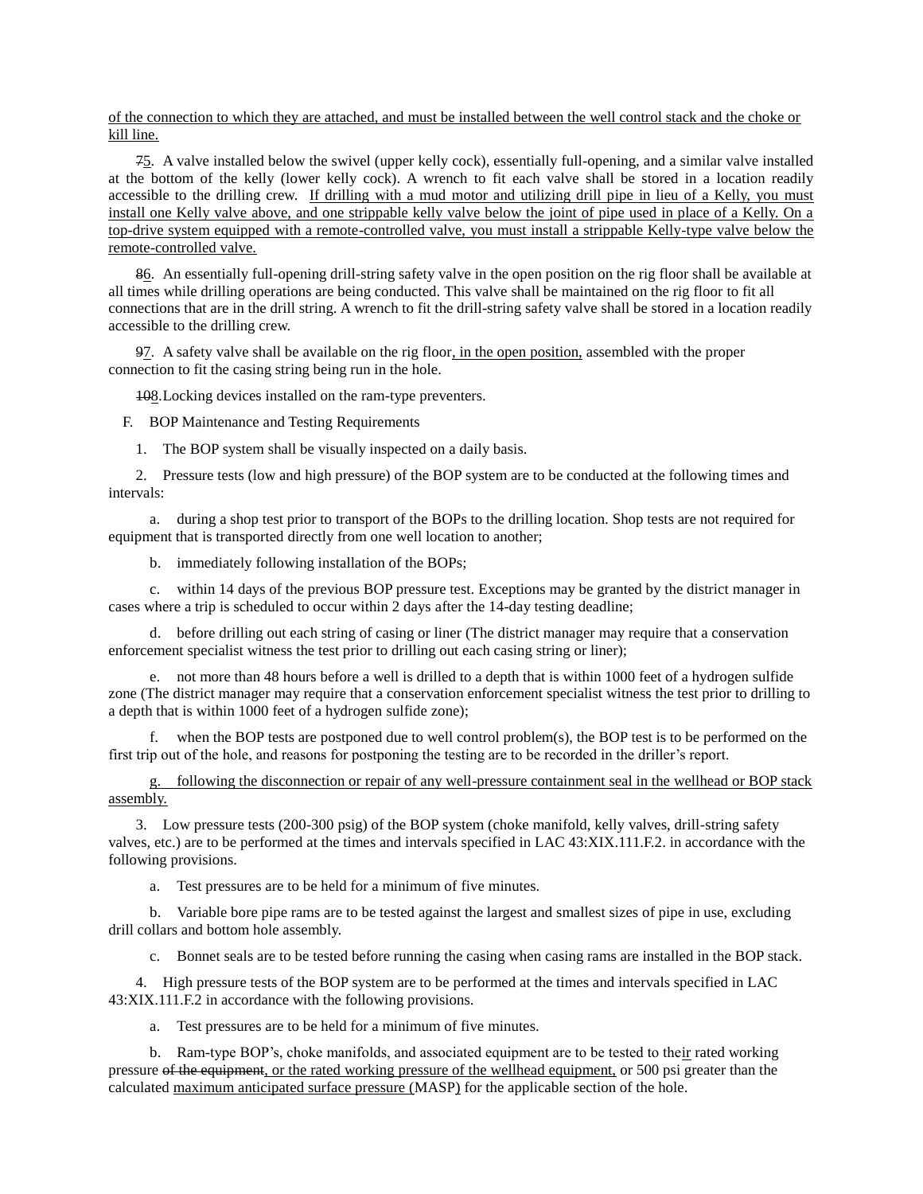of the connection to which they are attached, and must be installed between the well control stack and the choke or kill line.

~~7~~5. A valve installed below the swivel (upper kelly cock), essentially full-opening, and a similar valve installed at the bottom of the kelly (lower kelly cock). A wrench to fit each valve shall be stored in a location readily accessible to the drilling crew. If drilling with a mud motor and utilizing drill pipe in lieu of a Kelly, you must install one Kelly valve above, and one strippable kelly valve below the joint of pipe used in place of a Kelly. On a top-drive system equipped with a remote-controlled valve, you must install a strippable Kelly-type valve below the remote-controlled valve.

~~8~~6. An essentially full-opening drill-string safety valve in the open position on the rig floor shall be available at all times while drilling operations are being conducted. This valve shall be maintained on the rig floor to fit all connections that are in the drill string. A wrench to fit the drill-string safety valve shall be stored in a location readily accessible to the drilling crew.

~~9~~7. A safety valve shall be available on the rig floor, in the open position, assembled with the proper connection to fit the casing string being run in the hole.

~~10~~8. Locking devices installed on the ram-type preventers.

F. BOP Maintenance and Testing Requirements

1. The BOP system shall be visually inspected on a daily basis.

2. Pressure tests (low and high pressure) of the BOP system are to be conducted at the following times and intervals:

a. during a shop test prior to transport of the BOPs to the drilling location. Shop tests are not required for equipment that is transported directly from one well location to another;

b. immediately following installation of the BOPs;

c. within 14 days of the previous BOP pressure test. Exceptions may be granted by the district manager in cases where a trip is scheduled to occur within 2 days after the 14-day testing deadline;

d. before drilling out each string of casing or liner (The district manager may require that a conservation enforcement specialist witness the test prior to drilling out each casing string or liner);

e. not more than 48 hours before a well is drilled to a depth that is within 1000 feet of a hydrogen sulfide zone (The district manager may require that a conservation enforcement specialist witness the test prior to drilling to a depth that is within 1000 feet of a hydrogen sulfide zone);

f. when the BOP tests are postponed due to well control problem(s), the BOP test is to be performed on the first trip out of the hole, and reasons for postponing the testing are to be recorded in the driller's report.

g. following the disconnection or repair of any well-pressure containment seal in the wellhead or BOP stack assembly.

3. Low pressure tests (200-300 psig) of the BOP system (choke manifold, kelly valves, drill-string safety valves, etc.) are to be performed at the times and intervals specified in LAC 43:XIX.111.F.2. in accordance with the following provisions.

a. Test pressures are to be held for a minimum of five minutes.

b. Variable bore pipe rams are to be tested against the largest and smallest sizes of pipe in use, excluding drill collars and bottom hole assembly.

c. Bonnet seals are to be tested before running the casing when casing rams are installed in the BOP stack.

4. High pressure tests of the BOP system are to be performed at the times and intervals specified in LAC 43:XIX.111.F.2 in accordance with the following provisions.

a. Test pressures are to be held for a minimum of five minutes.

b. Ram-type BOP's, choke manifolds, and associated equipment are to be tested to their rated working pressure ~~of the equipment~~, or the rated working pressure of the wellhead equipment, or 500 psi greater than the calculated maximum anticipated surface pressure (MASP) for the applicable section of the hole.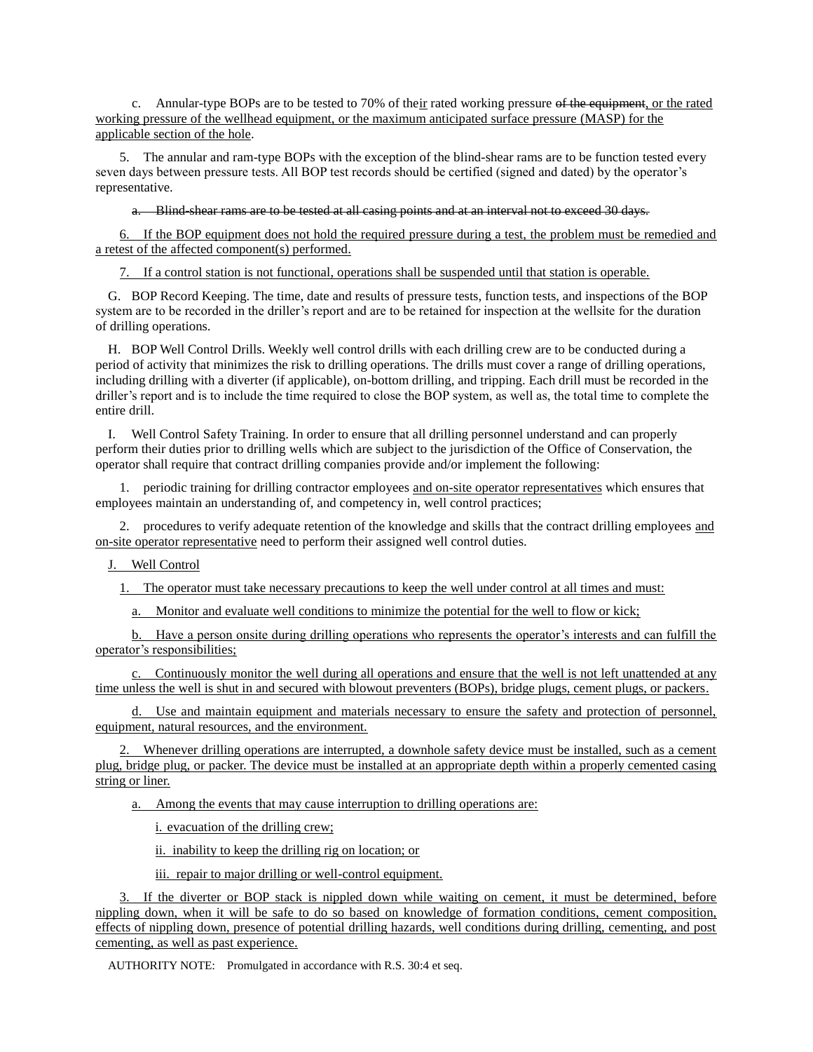c. Annular-type BOPs are to be tested to 70% of their rated working pressure ~~of the equipment~~, or the rated working pressure of the wellhead equipment, or the maximum anticipated surface pressure (MASP) for the applicable section of the hole.

5. The annular and ram-type BOPs with the exception of the blind-shear rams are to be function tested every seven days between pressure tests. All BOP test records should be certified (signed and dated) by the operator's representative.

~~a. Blind-shear rams are to be tested at all casing points and at an interval not to exceed 30 days.~~

6. If the BOP equipment does not hold the required pressure during a test, the problem must be remedied and a retest of the affected component(s) performed.

7. If a control station is not functional, operations shall be suspended until that station is operable.

G. BOP Record Keeping. The time, date and results of pressure tests, function tests, and inspections of the BOP system are to be recorded in the driller's report and are to be retained for inspection at the wellsite for the duration of drilling operations.

H. BOP Well Control Drills. Weekly well control drills with each drilling crew are to be conducted during a period of activity that minimizes the risk to drilling operations. The drills must cover a range of drilling operations, including drilling with a diverter (if applicable), on-bottom drilling, and tripping. Each drill must be recorded in the driller's report and is to include the time required to close the BOP system, as well as, the total time to complete the entire drill.

I. Well Control Safety Training. In order to ensure that all drilling personnel understand and can properly perform their duties prior to drilling wells which are subject to the jurisdiction of the Office of Conservation, the operator shall require that contract drilling companies provide and/or implement the following:

1. periodic training for drilling contractor employees and on-site operator representatives which ensures that employees maintain an understanding of, and competency in, well control practices;

2. procedures to verify adequate retention of the knowledge and skills that the contract drilling employees and on-site operator representative need to perform their assigned well control duties.

J. Well Control

1. The operator must take necessary precautions to keep the well under control at all times and must:

a. Monitor and evaluate well conditions to minimize the potential for the well to flow or kick;

b. Have a person onsite during drilling operations who represents the operator's interests and can fulfill the operator's responsibilities;

c. Continuously monitor the well during all operations and ensure that the well is not left unattended at any time unless the well is shut in and secured with blowout preventers (BOPs), bridge plugs, cement plugs, or packers.

d. Use and maintain equipment and materials necessary to ensure the safety and protection of personnel, equipment, natural resources, and the environment.

2. Whenever drilling operations are interrupted, a downhole safety device must be installed, such as a cement plug, bridge plug, or packer. The device must be installed at an appropriate depth within a properly cemented casing string or liner.

a. Among the events that may cause interruption to drilling operations are:

i. evacuation of the drilling crew;

ii. inability to keep the drilling rig on location; or

iii. repair to major drilling or well-control equipment.

3. If the diverter or BOP stack is nippled down while waiting on cement, it must be determined, before nippling down, when it will be safe to do so based on knowledge of formation conditions, cement composition, effects of nippling down, presence of potential drilling hazards, well conditions during drilling, cementing, and post cementing, as well as past experience.

AUTHORITY NOTE: Promulgated in accordance with R.S. 30:4 et seq.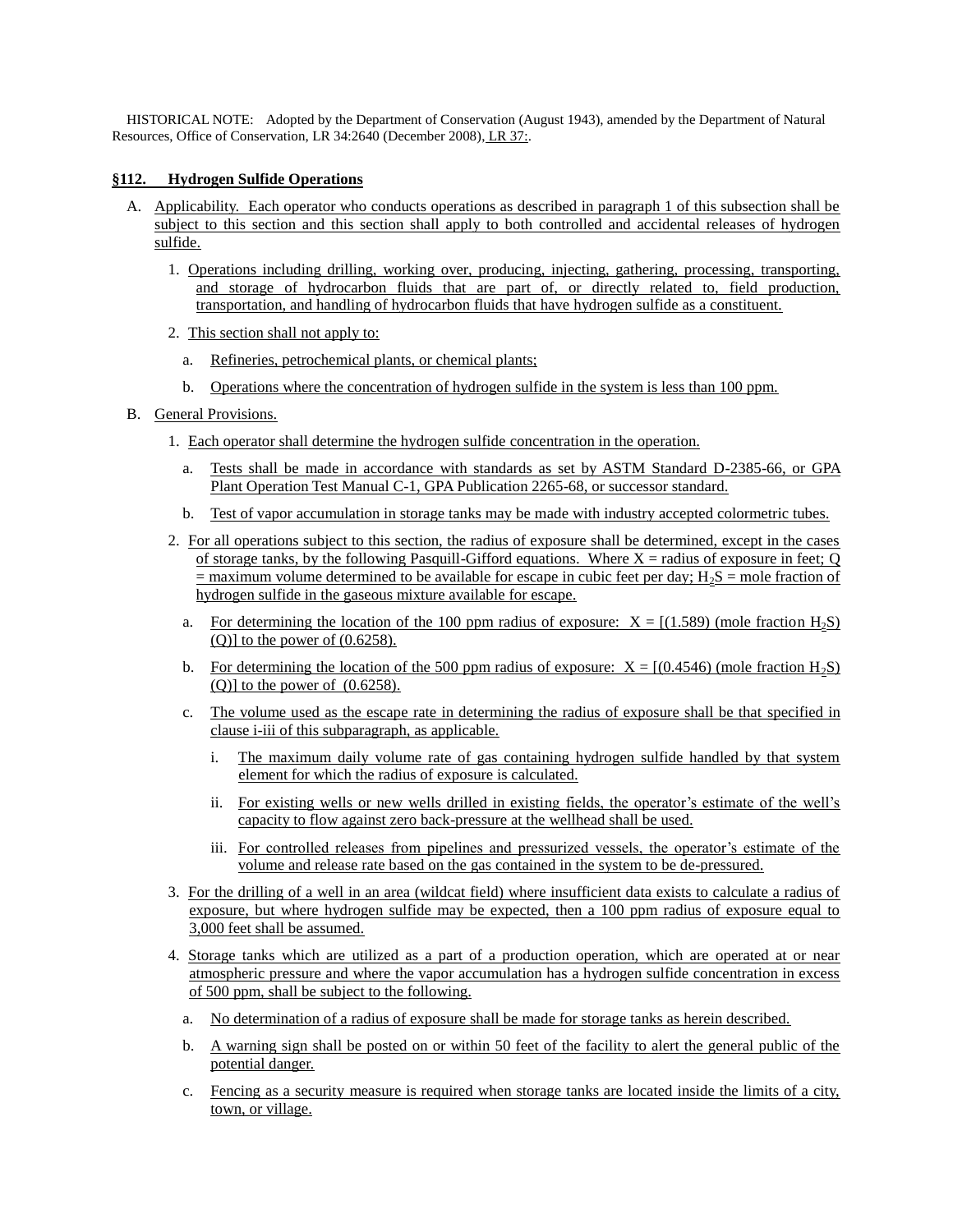HISTORICAL NOTE: Adopted by the Department of Conservation (August 1943), amended by the Department of Natural Resources, Office of Conservation, LR 34:2640 (December 2008), LR 37:.

## §112. Hydrogen Sulfide Operations

A. Applicability. Each operator who conducts operations as described in paragraph 1 of this subsection shall be subject to this section and this section shall apply to both controlled and accidental releases of hydrogen sulfide.

1. Operations including drilling, working over, producing, injecting, gathering, processing, transporting, and storage of hydrocarbon fluids that are part of, or directly related to, field production, transportation, and handling of hydrocarbon fluids that have hydrogen sulfide as a constituent.

2. This section shall not apply to:

   a. Refineries, petrochemical plants, or chemical plants;

   b. Operations where the concentration of hydrogen sulfide in the system is less than 100 ppm.

B. General Provisions.

1. Each operator shall determine the hydrogen sulfide concentration in the operation.

   a. Tests shall be made in accordance with standards as set by ASTM Standard D-2385-66, or GPA Plant Operation Test Manual C-1, GPA Publication 2265-68, or successor standard.

   b. Test of vapor accumulation in storage tanks may be made with industry accepted colormetric tubes.

2. For all operations subject to this section, the radius of exposure shall be determined, except in the cases of storage tanks, by the following Pasquill-Gifford equations. Where X = radius of exposure in feet; Q = maximum volume determined to be available for escape in cubic feet per day; $H_2S$ = mole fraction of hydrogen sulfide in the gaseous mixture available for escape.

   a. For determining the location of the 100 ppm radius of exposure: X = [(1.589) (mole fraction $H_2S$) (Q)] to the power of (0.6258).

   b. For determining the location of the 500 ppm radius of exposure: X = [(0.4546) (mole fraction $H_2S$) (Q)] to the power of (0.6258).

   c. The volume used as the escape rate in determining the radius of exposure shall be that specified in clause i-iii of this subparagraph, as applicable.

      i. The maximum daily volume rate of gas containing hydrogen sulfide handled by that system element for which the radius of exposure is calculated.

      ii. For existing wells or new wells drilled in existing fields, the operator's estimate of the well's capacity to flow against zero back-pressure at the wellhead shall be used.

      iii. For controlled releases from pipelines and pressurized vessels, the operator's estimate of the volume and release rate based on the gas contained in the system to be de-pressured.

3. For the drilling of a well in an area (wildcat field) where insufficient data exists to calculate a radius of exposure, but where hydrogen sulfide may be expected, then a 100 ppm radius of exposure equal to 3,000 feet shall be assumed.

4. Storage tanks which are utilized as a part of a production operation, which are operated at or near atmospheric pressure and where the vapor accumulation has a hydrogen sulfide concentration in excess of 500 ppm, shall be subject to the following.

   a. No determination of a radius of exposure shall be made for storage tanks as herein described.

   b. A warning sign shall be posted on or within 50 feet of the facility to alert the general public of the potential danger.

   c. Fencing as a security measure is required when storage tanks are located inside the limits of a city, town, or village.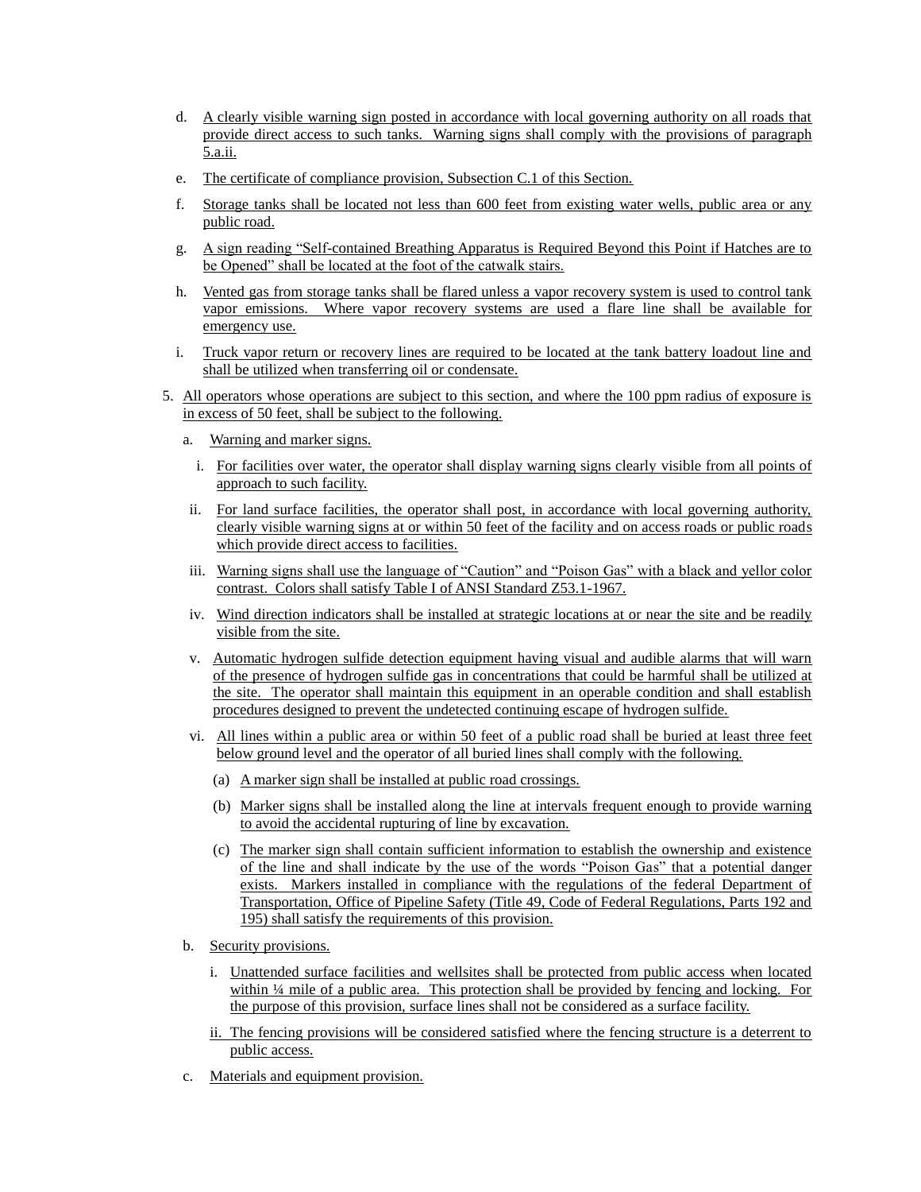d. A clearly visible warning sign posted in accordance with local governing authority on all roads that provide direct access to such tanks. Warning signs shall comply with the provisions of paragraph 5.a.ii.

e. The certificate of compliance provision, Subsection C.1 of this Section.

f. Storage tanks shall be located not less than 600 feet from existing water wells, public area or any public road.

g. A sign reading "Self-contained Breathing Apparatus is Required Beyond this Point if Hatches are to be Opened" shall be located at the foot of the catwalk stairs.

h. Vented gas from storage tanks shall be flared unless a vapor recovery system is used to control tank vapor emissions. Where vapor recovery systems are used a flare line shall be available for emergency use.

i. Truck vapor return or recovery lines are required to be located at the tank battery loadout line and shall be utilized when transferring oil or condensate.

5. All operators whose operations are subject to this section, and where the 100 ppm radius of exposure is in excess of 50 feet, shall be subject to the following.

   a. Warning and marker signs.

      i. For facilities over water, the operator shall display warning signs clearly visible from all points of approach to such facility.

      ii. For land surface facilities, the operator shall post, in accordance with local governing authority, clearly visible warning signs at or within 50 feet of the facility and on access roads or public roads which provide direct access to facilities.

      iii. Warning signs shall use the language of "Caution" and "Poison Gas" with a black and yellow color contrast. Colors shall satisfy Table I of ANSI Standard Z53.1-1967.

      iv. Wind direction indicators shall be installed at strategic locations at or near the site and be readily visible from the site.

      v. Automatic hydrogen sulfide detection equipment having visual and audible alarms that will warn of the presence of hydrogen sulfide gas in concentrations that could be harmful shall be utilized at the site. The operator shall maintain this equipment in an operable condition and shall establish procedures designed to prevent the undetected continuing escape of hydrogen sulfide.

      vi. All lines within a public area or within 50 feet of a public road shall be buried at least three feet below ground level and the operator of all buried lines shall comply with the following.

         (a) A marker sign shall be installed at public road crossings.

         (b) Marker signs shall be installed along the line at intervals frequent enough to provide warning to avoid the accidental rupturing of line by excavation.

         (c) The marker sign shall contain sufficient information to establish the ownership and existence of the line and shall indicate by the use of the words "Poison Gas" that a potential danger exists. Markers installed in compliance with the regulations of the federal Department of Transportation, Office of Pipeline Safety (Title 49, Code of Federal Regulations, Parts 192 and 195) shall satisfy the requirements of this provision.

   b. Security provisions.

      i. Unattended surface facilities and wellsites shall be protected from public access when located within ¼ mile of a public area. This protection shall be provided by fencing and locking. For the purpose of this provision, surface lines shall not be considered as a surface facility.

      ii. The fencing provisions will be considered satisfied where the fencing structure is a deterrent to public access.

   c. Materials and equipment provision.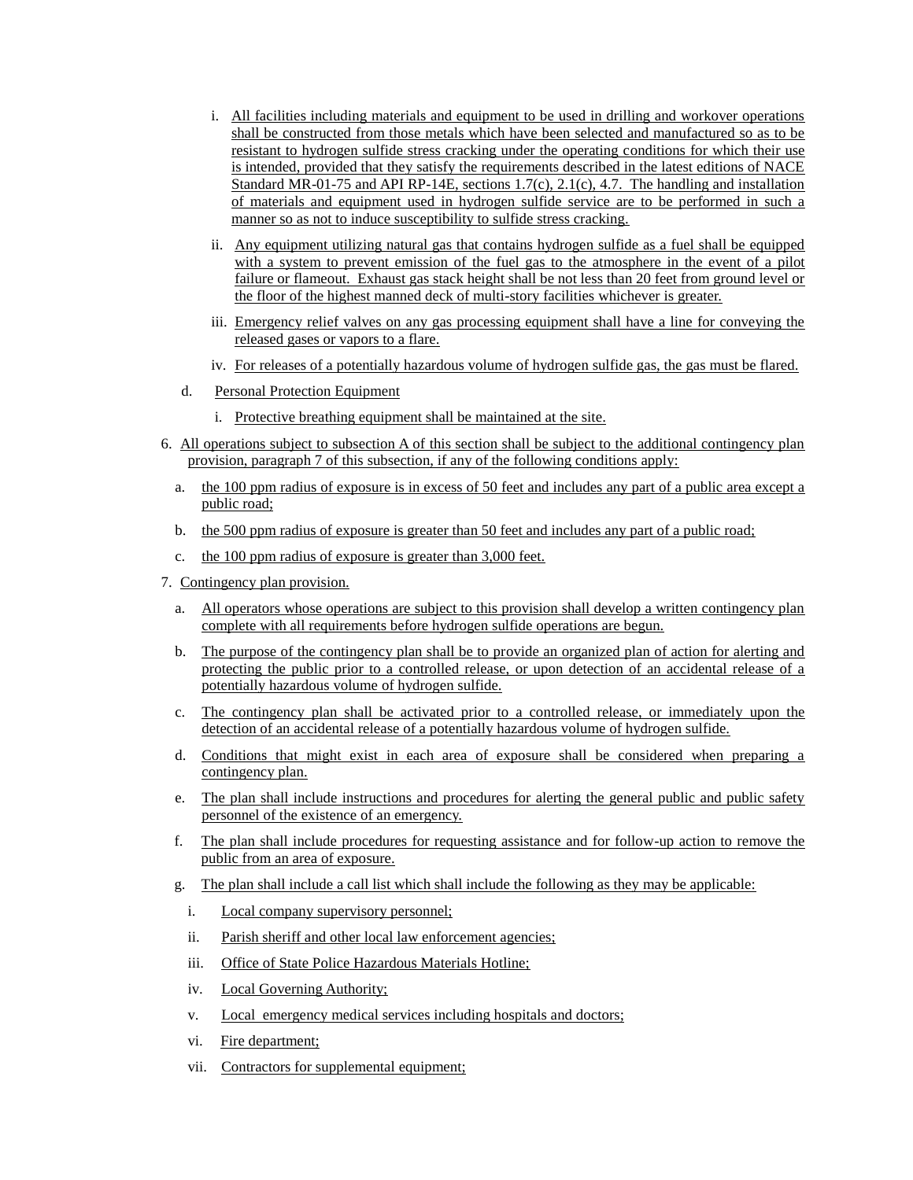i. All facilities including materials and equipment to be used in drilling and workover operations shall be constructed from those metals which have been selected and manufactured so as to be resistant to hydrogen sulfide stress cracking under the operating conditions for which their use is intended, provided that they satisfy the requirements described in the latest editions of NACE Standard MR-01-75 and API RP-14E, sections 1.7(c), 2.1(c), 4.7. The handling and installation of materials and equipment used in hydrogen sulfide service are to be performed in such a manner so as not to induce susceptibility to sulfide stress cracking.

ii. Any equipment utilizing natural gas that contains hydrogen sulfide as a fuel shall be equipped with a system to prevent emission of the fuel gas to the atmosphere in the event of a pilot failure or flameout. Exhaust gas stack height shall be not less than 20 feet from ground level or the floor of the highest manned deck of multi-story facilities whichever is greater.

iii. Emergency relief valves on any gas processing equipment shall have a line for conveying the released gases or vapors to a flare.

iv. For releases of a potentially hazardous volume of hydrogen sulfide gas, the gas must be flared.

d. Personal Protection Equipment

i. Protective breathing equipment shall be maintained at the site.

6. All operations subject to subsection A of this section shall be subject to the additional contingency plan provision, paragraph 7 of this subsection, if any of the following conditions apply:

a. the 100 ppm radius of exposure is in excess of 50 feet and includes any part of a public area except a public road;

b. the 500 ppm radius of exposure is greater than 50 feet and includes any part of a public road;

c. the 100 ppm radius of exposure is greater than 3,000 feet.

7. Contingency plan provision.

a. All operators whose operations are subject to this provision shall develop a written contingency plan complete with all requirements before hydrogen sulfide operations are begun.

b. The purpose of the contingency plan shall be to provide an organized plan of action for alerting and protecting the public prior to a controlled release, or upon detection of an accidental release of a potentially hazardous volume of hydrogen sulfide.

c. The contingency plan shall be activated prior to a controlled release, or immediately upon the detection of an accidental release of a potentially hazardous volume of hydrogen sulfide.

d. Conditions that might exist in each area of exposure shall be considered when preparing a contingency plan.

e. The plan shall include instructions and procedures for alerting the general public and public safety personnel of the existence of an emergency.

f. The plan shall include procedures for requesting assistance and for follow-up action to remove the public from an area of exposure.

g. The plan shall include a call list which shall include the following as they may be applicable:

i. Local company supervisory personnel;

ii. Parish sheriff and other local law enforcement agencies;

iii. Office of State Police Hazardous Materials Hotline;

iv. Local Governing Authority;

v. Local emergency medical services including hospitals and doctors;

vi. Fire department;

vii. Contractors for supplemental equipment;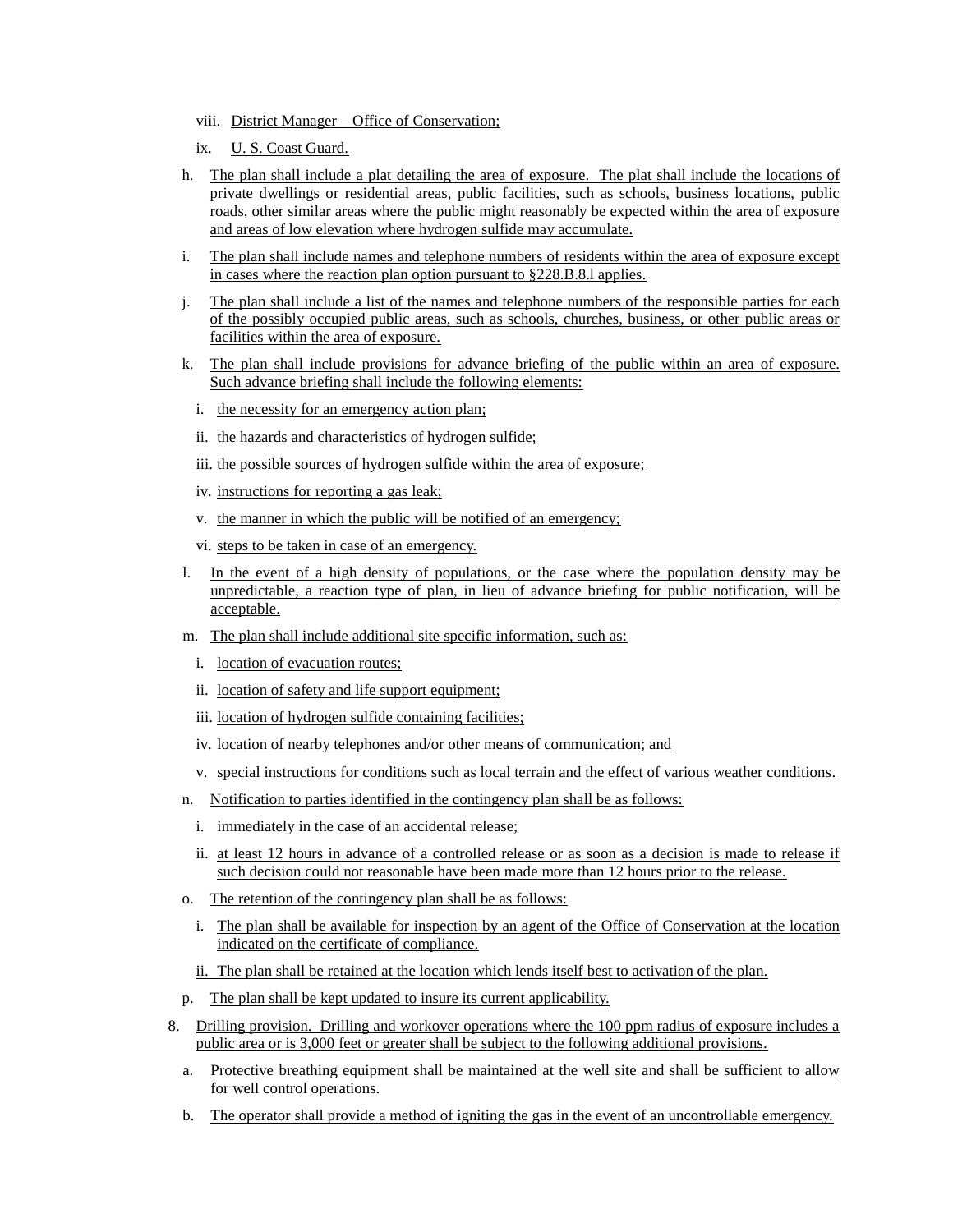viii. District Manager – Office of Conservation;

ix. U. S. Coast Guard.

h. The plan shall include a plat detailing the area of exposure. The plat shall include the locations of private dwellings or residential areas, public facilities, such as schools, business locations, public roads, other similar areas where the public might reasonably be expected within the area of exposure and areas of low elevation where hydrogen sulfide may accumulate.

i. The plan shall include names and telephone numbers of residents within the area of exposure except in cases where the reaction plan option pursuant to §228.B.8.l applies.

j. The plan shall include a list of the names and telephone numbers of the responsible parties for each of the possibly occupied public areas, such as schools, churches, business, or other public areas or facilities within the area of exposure.

k. The plan shall include provisions for advance briefing of the public within an area of exposure. Such advance briefing shall include the following elements:

i. the necessity for an emergency action plan;

ii. the hazards and characteristics of hydrogen sulfide;

iii. the possible sources of hydrogen sulfide within the area of exposure;

iv. instructions for reporting a gas leak;

v. the manner in which the public will be notified of an emergency;

vi. steps to be taken in case of an emergency.

l. In the event of a high density of populations, or the case where the population density may be unpredictable, a reaction type of plan, in lieu of advance briefing for public notification, will be acceptable.

m. The plan shall include additional site specific information, such as:

i. location of evacuation routes;

ii. location of safety and life support equipment;

iii. location of hydrogen sulfide containing facilities;

iv. location of nearby telephones and/or other means of communication; and

v. special instructions for conditions such as local terrain and the effect of various weather conditions.

n. Notification to parties identified in the contingency plan shall be as follows:

i. immediately in the case of an accidental release;

ii. at least 12 hours in advance of a controlled release or as soon as a decision is made to release if such decision could not reasonable have been made more than 12 hours prior to the release.

o. The retention of the contingency plan shall be as follows:

i. The plan shall be available for inspection by an agent of the Office of Conservation at the location indicated on the certificate of compliance.

ii. The plan shall be retained at the location which lends itself best to activation of the plan.

p. The plan shall be kept updated to insure its current applicability.

8. Drilling provision. Drilling and workover operations where the 100 ppm radius of exposure includes a public area or is 3,000 feet or greater shall be subject to the following additional provisions.

a. Protective breathing equipment shall be maintained at the well site and shall be sufficient to allow for well control operations.

b. The operator shall provide a method of igniting the gas in the event of an uncontrollable emergency.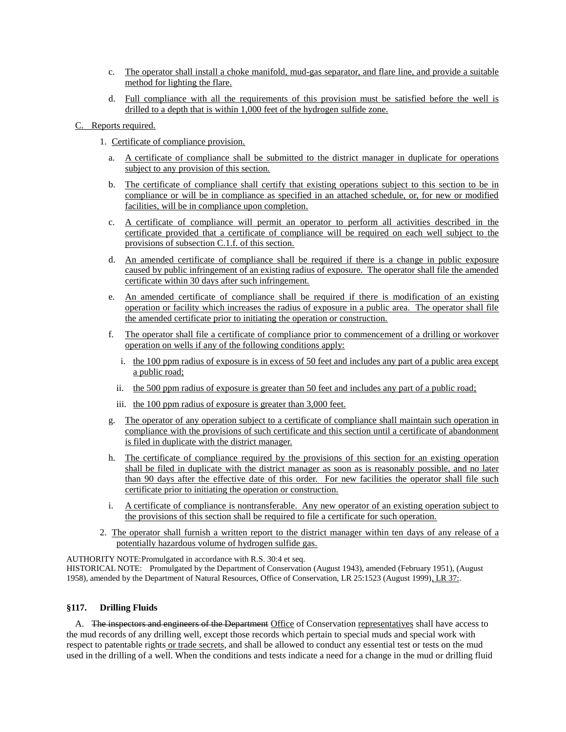c. The operator shall install a choke manifold, mud-gas separator, and flare line, and provide a suitable method for lighting the flare.

d. Full compliance with all the requirements of this provision must be satisfied before the well is drilled to a depth that is within 1,000 feet of the hydrogen sulfide zone.

C. Reports required.

1. Certificate of compliance provision.

a. A certificate of compliance shall be submitted to the district manager in duplicate for operations subject to any provision of this section.

b. The certificate of compliance shall certify that existing operations subject to this section to be in compliance or will be in compliance as specified in an attached schedule, or, for new or modified facilities, will be in compliance upon completion.

c. A certificate of compliance will permit an operator to perform all activities described in the certificate provided that a certificate of compliance will be required on each well subject to the provisions of subsection C.1.f. of this section.

d. An amended certificate of compliance shall be required if there is a change in public exposure caused by public infringement of an existing radius of exposure. The operator shall file the amended certificate within 30 days after such infringement.

e. An amended certificate of compliance shall be required if there is modification of an existing operation or facility which increases the radius of exposure in a public area. The operator shall file the amended certificate prior to initiating the operation or construction.

f. The operator shall file a certificate of compliance prior to commencement of a drilling or workover operation on wells if any of the following conditions apply:

i. the 100 ppm radius of exposure is in excess of 50 feet and includes any part of a public area except a public road;

ii. the 500 ppm radius of exposure is greater than 50 feet and includes any part of a public road;

iii. the 100 ppm radius of exposure is greater than 3,000 feet.

g. The operator of any operation subject to a certificate of compliance shall maintain such operation in compliance with the provisions of such certificate and this section until a certificate of abandonment is filed in duplicate with the district manager.

h. The certificate of compliance required by the provisions of this section for an existing operation shall be filed in duplicate with the district manager as soon as is reasonably possible, and no later than 90 days after the effective date of this order. For new facilities the operator shall file such certificate prior to initiating the operation or construction.

i. A certificate of compliance is nontransferable. Any new operator of an existing operation subject to the provisions of this section shall be required to file a certificate for such operation.

2. The operator shall furnish a written report to the district manager within ten days of any release of a potentially hazardous volume of hydrogen sulfide gas.

AUTHORITY NOTE: Promulgated in accordance with R.S. 30:4 et seq.
HISTORICAL NOTE: Promulgated by the Department of Conservation (August 1943), amended (February 1951), (August 1958), amended by the Department of Natural Resources, Office of Conservation, LR 25:1523 (August 1999), LR 37:.

**§117. Drilling Fluids**

A. ~~The inspectors and engineers of the Department~~ Office of Conservation representatives shall have access to the mud records of any drilling well, except those records which pertain to special muds and special work with respect to patentable rights or trade secrets, and shall be allowed to conduct any essential test or tests on the mud used in the drilling of a well. When the conditions and tests indicate a need for a change in the mud or drilling fluid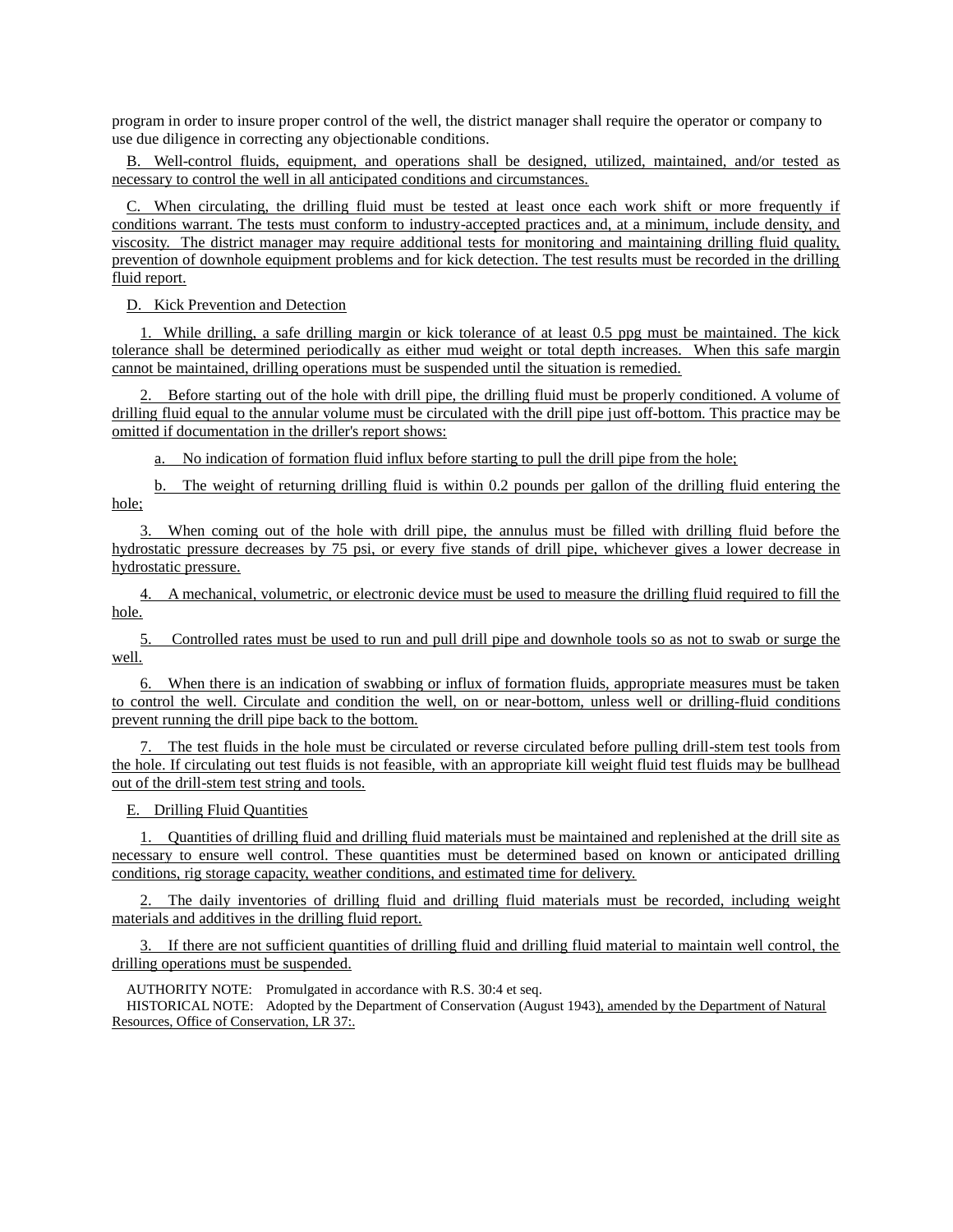program in order to insure proper control of the well, the district manager shall require the operator or company to use due diligence in correcting any objectionable conditions.

B. Well-control fluids, equipment, and operations shall be designed, utilized, maintained, and/or tested as necessary to control the well in all anticipated conditions and circumstances.

C. When circulating, the drilling fluid must be tested at least once each work shift or more frequently if conditions warrant. The tests must conform to industry-accepted practices and, at a minimum, include density, and viscosity. The district manager may require additional tests for monitoring and maintaining drilling fluid quality, prevention of downhole equipment problems and for kick detection. The test results must be recorded in the drilling fluid report.

D. Kick Prevention and Detection

1. While drilling, a safe drilling margin or kick tolerance of at least 0.5 ppg must be maintained. The kick tolerance shall be determined periodically as either mud weight or total depth increases. When this safe margin cannot be maintained, drilling operations must be suspended until the situation is remedied.

2. Before starting out of the hole with drill pipe, the drilling fluid must be properly conditioned. A volume of drilling fluid equal to the annular volume must be circulated with the drill pipe just off-bottom. This practice may be omitted if documentation in the driller's report shows:

a. No indication of formation fluid influx before starting to pull the drill pipe from the hole;

b. The weight of returning drilling fluid is within 0.2 pounds per gallon of the drilling fluid entering the hole;

3. When coming out of the hole with drill pipe, the annulus must be filled with drilling fluid before the hydrostatic pressure decreases by 75 psi, or every five stands of drill pipe, whichever gives a lower decrease in hydrostatic pressure.

4. A mechanical, volumetric, or electronic device must be used to measure the drilling fluid required to fill the hole.

5. Controlled rates must be used to run and pull drill pipe and downhole tools so as not to swab or surge the well.

6. When there is an indication of swabbing or influx of formation fluids, appropriate measures must be taken to control the well. Circulate and condition the well, on or near-bottom, unless well or drilling-fluid conditions prevent running the drill pipe back to the bottom.

7. The test fluids in the hole must be circulated or reverse circulated before pulling drill-stem test tools from the hole. If circulating out test fluids is not feasible, with an appropriate kill weight fluid test fluids may be bullhead out of the drill-stem test string and tools.

E. Drilling Fluid Quantities

1. Quantities of drilling fluid and drilling fluid materials must be maintained and replenished at the drill site as necessary to ensure well control. These quantities must be determined based on known or anticipated drilling conditions, rig storage capacity, weather conditions, and estimated time for delivery.

2. The daily inventories of drilling fluid and drilling fluid materials must be recorded, including weight materials and additives in the drilling fluid report.

3. If there are not sufficient quantities of drilling fluid and drilling fluid material to maintain well control, the drilling operations must be suspended.

AUTHORITY NOTE: Promulgated in accordance with R.S. 30:4 et seq.

HISTORICAL NOTE: Adopted by the Department of Conservation (August 1943), amended by the Department of Natural Resources, Office of Conservation, LR 37:.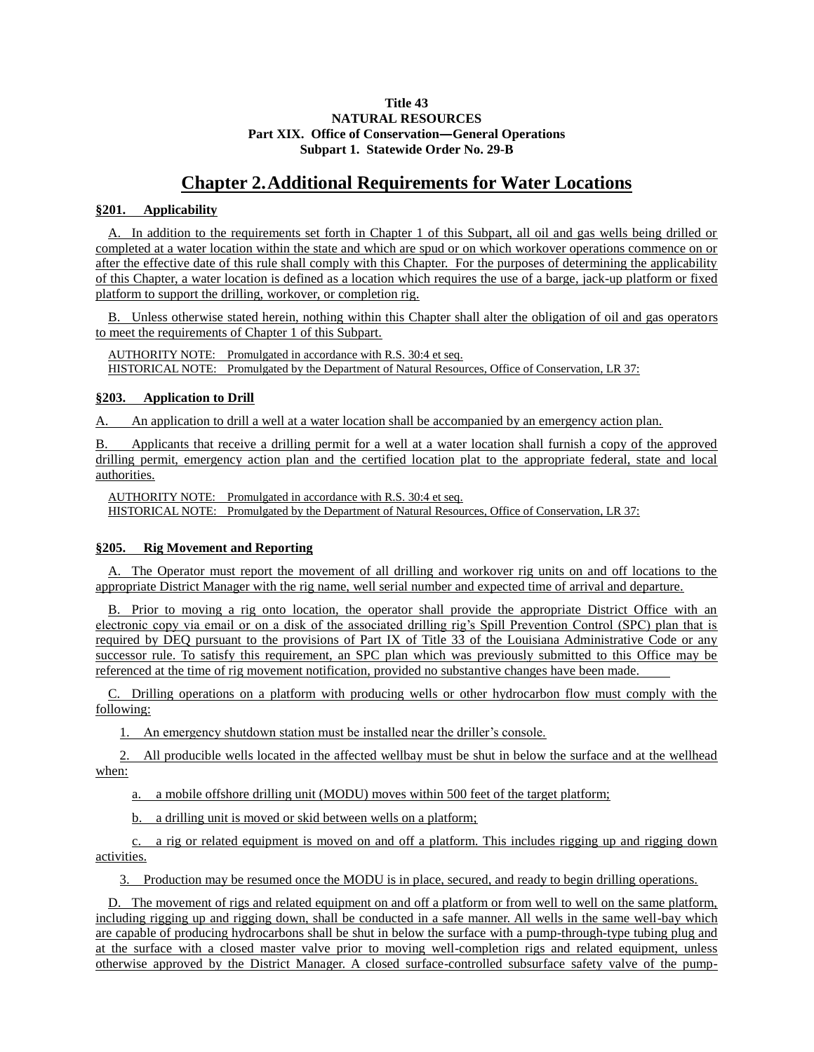**Title 43**
**NATURAL RESOURCES**
**Part XIX. Office of Conservation—General Operations**
**Subpart 1. Statewide Order No. 29-B**

# Chapter 2. Additional Requirements for Water Locations

### §201. Applicability

A. In addition to the requirements set forth in Chapter 1 of this Subpart, all oil and gas wells being drilled or completed at a water location within the state and which are spud or on which workover operations commence on or after the effective date of this rule shall comply with this Chapter. For the purposes of determining the applicability of this Chapter, a water location is defined as a location which requires the use of a barge, jack-up platform or fixed platform to support the drilling, workover, or completion rig.

B. Unless otherwise stated herein, nothing within this Chapter shall alter the obligation of oil and gas operators to meet the requirements of Chapter 1 of this Subpart.

AUTHORITY NOTE: Promulgated in accordance with R.S. 30:4 et seq.
HISTORICAL NOTE: Promulgated by the Department of Natural Resources, Office of Conservation, LR 37:

### §203. Application to Drill

A. An application to drill a well at a water location shall be accompanied by an emergency action plan.

B. Applicants that receive a drilling permit for a well at a water location shall furnish a copy of the approved drilling permit, emergency action plan and the certified location plat to the appropriate federal, state and local authorities.

AUTHORITY NOTE: Promulgated in accordance with R.S. 30:4 et seq.
HISTORICAL NOTE: Promulgated by the Department of Natural Resources, Office of Conservation, LR 37:

### §205. Rig Movement and Reporting

A. The Operator must report the movement of all drilling and workover rig units on and off locations to the appropriate District Manager with the rig name, well serial number and expected time of arrival and departure.

B. Prior to moving a rig onto location, the operator shall provide the appropriate District Office with an electronic copy via email or on a disk of the associated drilling rig's Spill Prevention Control (SPC) plan that is required by DEQ pursuant to the provisions of Part IX of Title 33 of the Louisiana Administrative Code or any successor rule. To satisfy this requirement, an SPC plan which was previously submitted to this Office may be referenced at the time of rig movement notification, provided no substantive changes have been made.

C. Drilling operations on a platform with producing wells or other hydrocarbon flow must comply with the following:

1. An emergency shutdown station must be installed near the driller's console.

2. All producible wells located in the affected wellbay must be shut in below the surface and at the wellhead when:

a. a mobile offshore drilling unit (MODU) moves within 500 feet of the target platform;

b. a drilling unit is moved or skid between wells on a platform;

c. a rig or related equipment is moved on and off a platform. This includes rigging up and rigging down activities.

3. Production may be resumed once the MODU is in place, secured, and ready to begin drilling operations.

D. The movement of rigs and related equipment on and off a platform or from well to well on the same platform, including rigging up and rigging down, shall be conducted in a safe manner. All wells in the same well-bay which are capable of producing hydrocarbons shall be shut in below the surface with a pump-through-type tubing plug and at the surface with a closed master valve prior to moving well-completion rigs and related equipment, unless otherwise approved by the District Manager. A closed surface-controlled subsurface safety valve of the pump-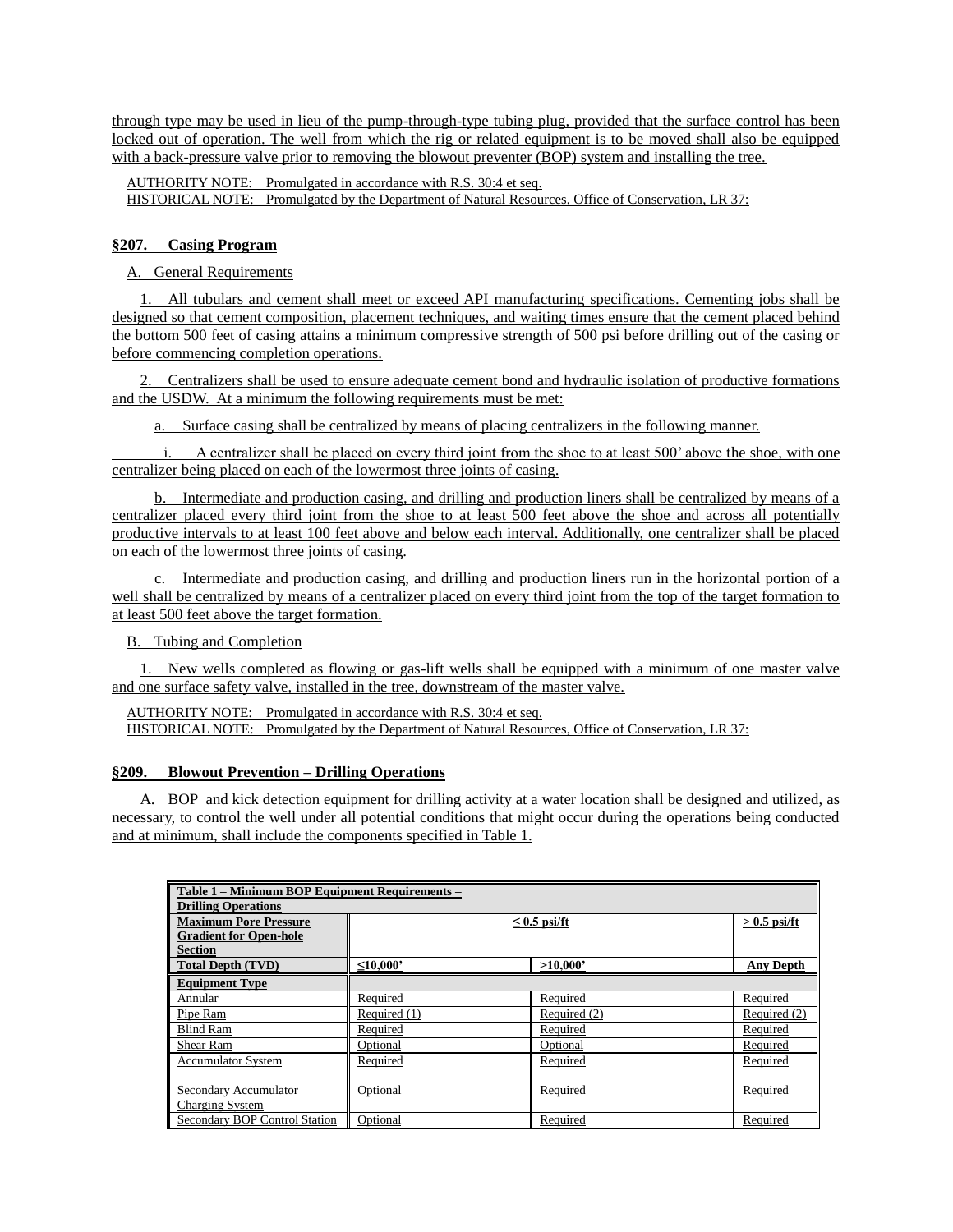through type may be used in lieu of the pump-through-type tubing plug, provided that the surface control has been locked out of operation. The well from which the rig or related equipment is to be moved shall also be equipped with a back-pressure valve prior to removing the blowout preventer (BOP) system and installing the tree.

AUTHORITY NOTE: Promulgated in accordance with R.S. 30:4 et seq.
HISTORICAL NOTE: Promulgated by the Department of Natural Resources, Office of Conservation, LR 37:

## §207. Casing Program

A. General Requirements

1. All tubulars and cement shall meet or exceed API manufacturing specifications. Cementing jobs shall be designed so that cement composition, placement techniques, and waiting times ensure that the cement placed behind the bottom 500 feet of casing attains a minimum compressive strength of 500 psi before drilling out of the casing or before commencing completion operations.

2. Centralizers shall be used to ensure adequate cement bond and hydraulic isolation of productive formations and the USDW. At a minimum the following requirements must be met:

a. Surface casing shall be centralized by means of placing centralizers in the following manner.

i. A centralizer shall be placed on every third joint from the shoe to at least 500' above the shoe, with one centralizer being placed on each of the lowermost three joints of casing.

b. Intermediate and production casing, and drilling and production liners shall be centralized by means of a centralizer placed every third joint from the shoe to at least 500 feet above the shoe and across all potentially productive intervals to at least 100 feet above and below each interval. Additionally, one centralizer shall be placed on each of the lowermost three joints of casing.

c. Intermediate and production casing, and drilling and production liners run in the horizontal portion of a well shall be centralized by means of a centralizer placed on every third joint from the top of the target formation to at least 500 feet above the target formation.

B. Tubing and Completion

1. New wells completed as flowing or gas-lift wells shall be equipped with a minimum of one master valve and one surface safety valve, installed in the tree, downstream of the master valve.

AUTHORITY NOTE: Promulgated in accordance with R.S. 30:4 et seq.
HISTORICAL NOTE: Promulgated by the Department of Natural Resources, Office of Conservation, LR 37:

## §209. Blowout Prevention – Drilling Operations

A. BOP and kick detection equipment for drilling activity at a water location shall be designed and utilized, as necessary, to control the well under all potential conditions that might occur during the operations being conducted and at minimum, shall include the components specified in Table 1.

| Table 1 – Minimum BOP Equipment Requirements – Drilling Operations | | | |
|---|---|---|---|
| **Maximum Pore Pressure Gradient for Open-hole Section** | **≤ 0.5 psi/ft** | | **> 0.5 psi/ft** |
| **Total Depth (TVD)** | **≤10,000'** | **>10,000'** | **Any Depth** |
| **Equipment Type** | | | |
| Annular | Required | Required | Required |
| Pipe Ram | Required (1) | Required (2) | Required (2) |
| Blind Ram | Required | Required | Required |
| Shear Ram | Optional | Optional | Required |
| Accumulator System | Required | Required | Required |
| Secondary Accumulator Charging System | Optional | Required | Required |
| Secondary BOP Control Station | Optional | Required | Required |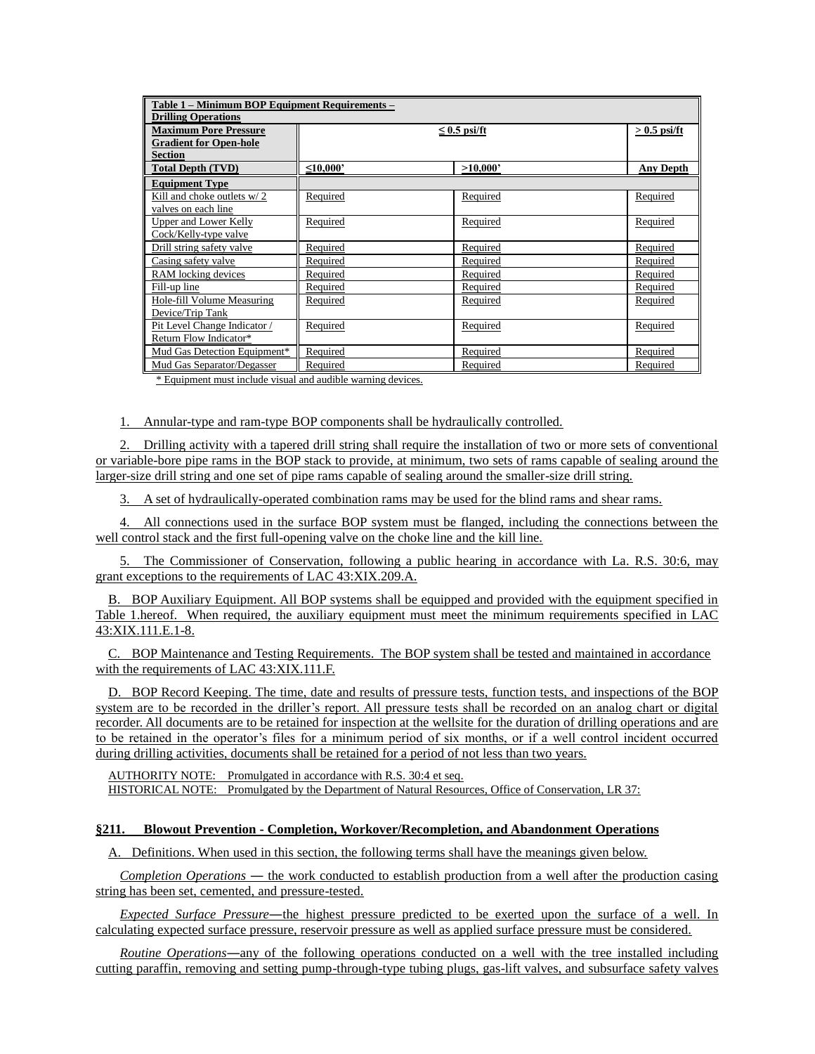| Table 1 – Minimum BOP Equipment Requirements – Drilling Operations | | | |
|---|---|---|---|
| **Maximum Pore Pressure Gradient for Open-hole Section** | **≤ 0.5 psi/ft** | | **> 0.5 psi/ft** |
| **Total Depth (TVD)** | **≤10,000'** | **>10,000'** | **Any Depth** |
| **Equipment Type** | | | |
| Kill and choke outlets w/ 2 valves on each line | Required | Required | Required |
| Upper and Lower Kelly Cock/Kelly-type valve | Required | Required | Required |
| Drill string safety valve | Required | Required | Required |
| Casing safety valve | Required | Required | Required |
| RAM locking devices | Required | Required | Required |
| Fill-up line | Required | Required | Required |
| Hole-fill Volume Measuring Device/Trip Tank | Required | Required | Required |
| Pit Level Change Indicator / Return Flow Indicator* | Required | Required | Required |
| Mud Gas Detection Equipment* | Required | Required | Required |
| Mud Gas Separator/Degasser | Required | Required | Required |

\* Equipment must include visual and audible warning devices.

1. Annular-type and ram-type BOP components shall be hydraulically controlled.

2. Drilling activity with a tapered drill string shall require the installation of two or more sets of conventional or variable-bore pipe rams in the BOP stack to provide, at minimum, two sets of rams capable of sealing around the larger-size drill string and one set of pipe rams capable of sealing around the smaller-size drill string.

3. A set of hydraulically-operated combination rams may be used for the blind rams and shear rams.

4. All connections used in the surface BOP system must be flanged, including the connections between the well control stack and the first full-opening valve on the choke line and the kill line.

5. The Commissioner of Conservation, following a public hearing in accordance with La. R.S. 30:6, may grant exceptions to the requirements of LAC 43:XIX.209.A.

B. BOP Auxiliary Equipment. All BOP systems shall be equipped and provided with the equipment specified in Table 1.hereof. When required, the auxiliary equipment must meet the minimum requirements specified in LAC 43:XIX.111.E.1-8.

C. BOP Maintenance and Testing Requirements. The BOP system shall be tested and maintained in accordance with the requirements of LAC 43:XIX.111.F.

D. BOP Record Keeping. The time, date and results of pressure tests, function tests, and inspections of the BOP system are to be recorded in the driller's report. All pressure tests shall be recorded on an analog chart or digital recorder. All documents are to be retained for inspection at the wellsite for the duration of drilling operations and are to be retained in the operator's files for a minimum period of six months, or if a well control incident occurred during drilling activities, documents shall be retained for a period of not less than two years.

AUTHORITY NOTE: Promulgated in accordance with R.S. 30:4 et seq.
HISTORICAL NOTE: Promulgated by the Department of Natural Resources, Office of Conservation, LR 37:

### §211. Blowout Prevention - Completion, Workover/Recompletion, and Abandonment Operations

A. Definitions. When used in this section, the following terms shall have the meanings given below.

*Completion Operations* — the work conducted to establish production from a well after the production casing string has been set, cemented, and pressure-tested.

*Expected Surface Pressure*—the highest pressure predicted to be exerted upon the surface of a well. In calculating expected surface pressure, reservoir pressure as well as applied surface pressure must be considered.

*Routine Operations*—any of the following operations conducted on a well with the tree installed including cutting paraffin, removing and setting pump-through-type tubing plugs, gas-lift valves, and subsurface safety valves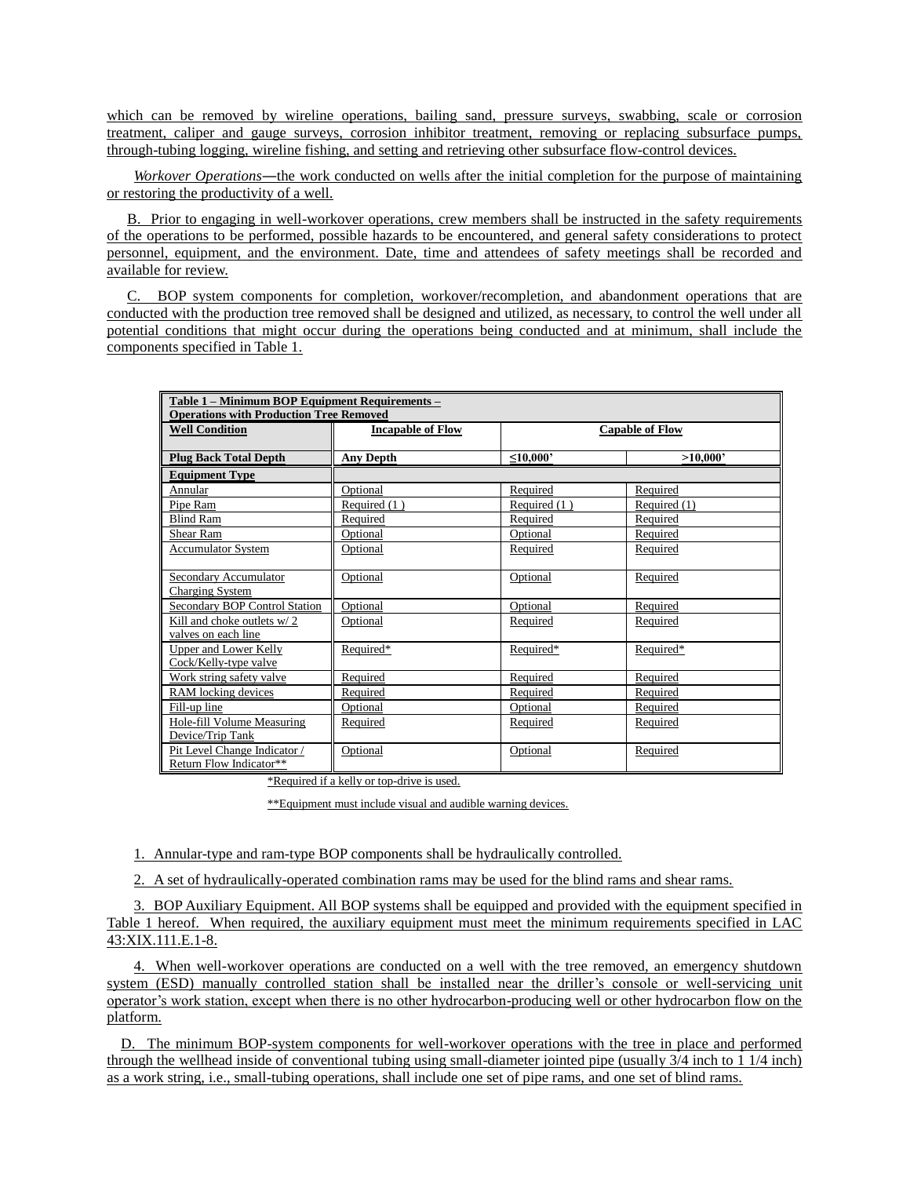which can be removed by wireline operations, bailing sand, pressure surveys, swabbing, scale or corrosion treatment, caliper and gauge surveys, corrosion inhibitor treatment, removing or replacing subsurface pumps, through-tubing logging, wireline fishing, and setting and retrieving other subsurface flow-control devices.

*Workover Operations*—the work conducted on wells after the initial completion for the purpose of maintaining or restoring the productivity of a well.

B. Prior to engaging in well-workover operations, crew members shall be instructed in the safety requirements of the operations to be performed, possible hazards to be encountered, and general safety considerations to protect personnel, equipment, and the environment. Date, time and attendees of safety meetings shall be recorded and available for review.

C. BOP system components for completion, workover/recompletion, and abandonment operations that are conducted with the production tree removed shall be designed and utilized, as necessary, to control the well under all potential conditions that might occur during the operations being conducted and at minimum, shall include the components specified in Table 1.

| **Table 1 – Minimum BOP Equipment Requirements – Operations with Production Tree Removed** | | | |
|---|---|---|---|
| **Well Condition** | **Incapable of Flow** | **Capable of Flow** | |
| **Plug Back Total Depth** | **Any Depth** | **≤10,000'** | **>10,000'** |
| **Equipment Type** | | | |
| Annular | Optional | Required | Required |
| Pipe Ram | Required (1 ) | Required (1 ) | Required (1) |
| Blind Ram | Required | Required | Required |
| Shear Ram | Optional | Optional | Required |
| Accumulator System | Optional | Required | Required |
| Secondary Accumulator Charging System | Optional | Optional | Required |
| Secondary BOP Control Station | Optional | Optional | Required |
| Kill and choke outlets w/ 2 valves on each line | Optional | Required | Required |
| Upper and Lower Kelly Cock/Kelly-type valve | Required* | Required* | Required* |
| Work string safety valve | Required | Required | Required |
| RAM locking devices | Required | Required | Required |
| Fill-up line | Optional | Optional | Required |
| Hole-fill Volume Measuring Device/Trip Tank | Required | Required | Required |
| Pit Level Change Indicator / Return Flow Indicator** | Optional | Optional | Required |

*Required if a kelly or top-drive is used.

**Equipment must include visual and audible warning devices.

1. Annular-type and ram-type BOP components shall be hydraulically controlled.

2. A set of hydraulically-operated combination rams may be used for the blind rams and shear rams.

3. BOP Auxiliary Equipment. All BOP systems shall be equipped and provided with the equipment specified in Table 1 hereof. When required, the auxiliary equipment must meet the minimum requirements specified in LAC 43:XIX.111.E.1-8.

4. When well-workover operations are conducted on a well with the tree removed, an emergency shutdown system (ESD) manually controlled station shall be installed near the driller's console or well-servicing unit operator's work station, except when there is no other hydrocarbon-producing well or other hydrocarbon flow on the platform.

D. The minimum BOP-system components for well-workover operations with the tree in place and performed through the wellhead inside of conventional tubing using small-diameter jointed pipe (usually 3/4 inch to 1 1/4 inch) as a work string, i.e., small-tubing operations, shall include one set of pipe rams, and one set of blind rams.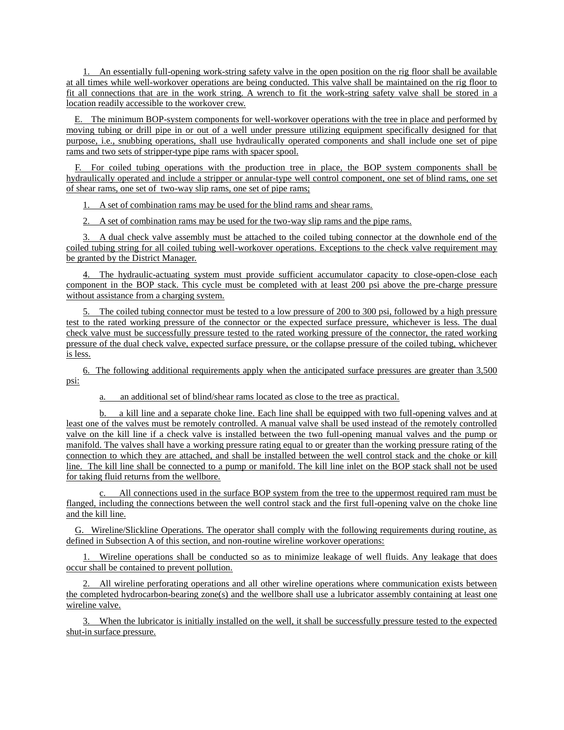1. An essentially full-opening work-string safety valve in the open position on the rig floor shall be available at all times while well-workover operations are being conducted. This valve shall be maintained on the rig floor to fit all connections that are in the work string. A wrench to fit the work-string safety valve shall be stored in a location readily accessible to the workover crew.

E. The minimum BOP-system components for well-workover operations with the tree in place and performed by moving tubing or drill pipe in or out of a well under pressure utilizing equipment specifically designed for that purpose, i.e., snubbing operations, shall use hydraulically operated components and shall include one set of pipe rams and two sets of stripper-type pipe rams with spacer spool.

F. For coiled tubing operations with the production tree in place, the BOP system components shall be hydraulically operated and include a stripper or annular-type well control component, one set of blind rams, one set of shear rams, one set of two-way slip rams, one set of pipe rams;

1. A set of combination rams may be used for the blind rams and shear rams.

2. A set of combination rams may be used for the two-way slip rams and the pipe rams.

3. A dual check valve assembly must be attached to the coiled tubing connector at the downhole end of the coiled tubing string for all coiled tubing well-workover operations. Exceptions to the check valve requirement may be granted by the District Manager.

4. The hydraulic-actuating system must provide sufficient accumulator capacity to close-open-close each component in the BOP stack. This cycle must be completed with at least 200 psi above the pre-charge pressure without assistance from a charging system.

5. The coiled tubing connector must be tested to a low pressure of 200 to 300 psi, followed by a high pressure test to the rated working pressure of the connector or the expected surface pressure, whichever is less. The dual check valve must be successfully pressure tested to the rated working pressure of the connector, the rated working pressure of the dual check valve, expected surface pressure, or the collapse pressure of the coiled tubing, whichever is less.

6. The following additional requirements apply when the anticipated surface pressures are greater than 3,500 psi:

a. an additional set of blind/shear rams located as close to the tree as practical.

b. a kill line and a separate choke line. Each line shall be equipped with two full-opening valves and at least one of the valves must be remotely controlled. A manual valve shall be used instead of the remotely controlled valve on the kill line if a check valve is installed between the two full-opening manual valves and the pump or manifold. The valves shall have a working pressure rating equal to or greater than the working pressure rating of the connection to which they are attached, and shall be installed between the well control stack and the choke or kill line. The kill line shall be connected to a pump or manifold. The kill line inlet on the BOP stack shall not be used for taking fluid returns from the wellbore.

c. All connections used in the surface BOP system from the tree to the uppermost required ram must be flanged, including the connections between the well control stack and the first full-opening valve on the choke line and the kill line.

G. Wireline/Slickline Operations. The operator shall comply with the following requirements during routine, as defined in Subsection A of this section, and non-routine wireline workover operations:

1. Wireline operations shall be conducted so as to minimize leakage of well fluids. Any leakage that does occur shall be contained to prevent pollution.

2. All wireline perforating operations and all other wireline operations where communication exists between the completed hydrocarbon-bearing zone(s) and the wellbore shall use a lubricator assembly containing at least one wireline valve.

3. When the lubricator is initially installed on the well, it shall be successfully pressure tested to the expected shut-in surface pressure.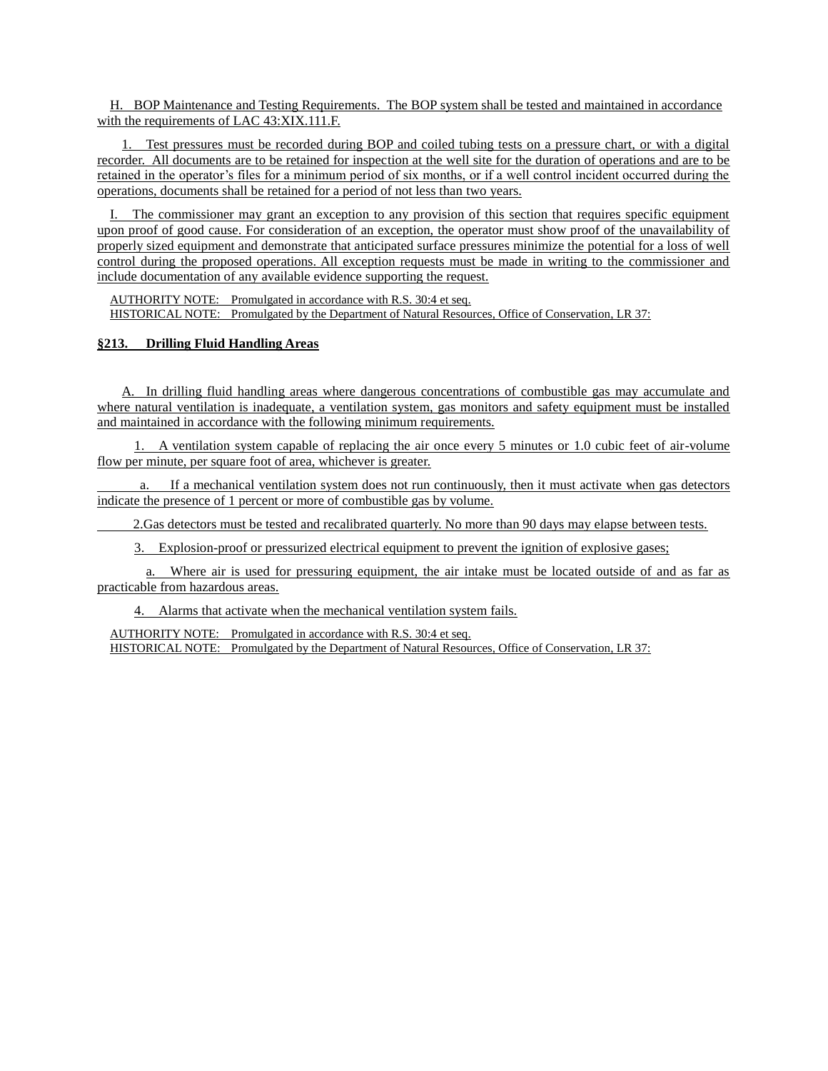H. BOP Maintenance and Testing Requirements. The BOP system shall be tested and maintained in accordance with the requirements of LAC 43:XIX.111.F.

1. Test pressures must be recorded during BOP and coiled tubing tests on a pressure chart, or with a digital recorder. All documents are to be retained for inspection at the well site for the duration of operations and are to be retained in the operator's files for a minimum period of six months, or if a well control incident occurred during the operations, documents shall be retained for a period of not less than two years.

I. The commissioner may grant an exception to any provision of this section that requires specific equipment upon proof of good cause. For consideration of an exception, the operator must show proof of the unavailability of properly sized equipment and demonstrate that anticipated surface pressures minimize the potential for a loss of well control during the proposed operations. All exception requests must be made in writing to the commissioner and include documentation of any available evidence supporting the request.

AUTHORITY NOTE: Promulgated in accordance with R.S. 30:4 et seq.
HISTORICAL NOTE: Promulgated by the Department of Natural Resources, Office of Conservation, LR 37:

### §213. Drilling Fluid Handling Areas

A. In drilling fluid handling areas where dangerous concentrations of combustible gas may accumulate and where natural ventilation is inadequate, a ventilation system, gas monitors and safety equipment must be installed and maintained in accordance with the following minimum requirements.

1. A ventilation system capable of replacing the air once every 5 minutes or 1.0 cubic feet of air-volume flow per minute, per square foot of area, whichever is greater.

a. If a mechanical ventilation system does not run continuously, then it must activate when gas detectors indicate the presence of 1 percent or more of combustible gas by volume.

2.Gas detectors must be tested and recalibrated quarterly. No more than 90 days may elapse between tests.

3. Explosion-proof or pressurized electrical equipment to prevent the ignition of explosive gases;

a. Where air is used for pressuring equipment, the air intake must be located outside of and as far as practicable from hazardous areas.

4. Alarms that activate when the mechanical ventilation system fails.

AUTHORITY NOTE: Promulgated in accordance with R.S. 30:4 et seq.
HISTORICAL NOTE: Promulgated by the Department of Natural Resources, Office of Conservation, LR 37: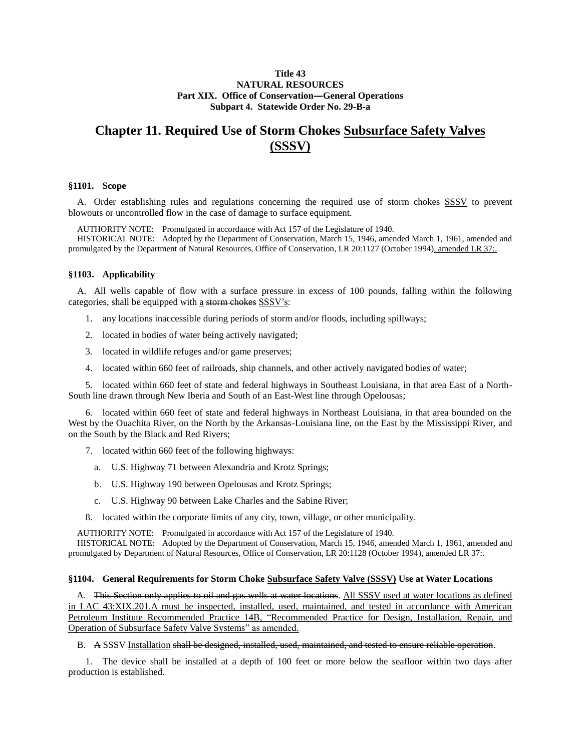**Title 43**
**NATURAL RESOURCES**
**Part XIX. Office of Conservation—General Operations**
**Subpart 4. Statewide Order No. 29-B-a**

# Chapter 11. Required Use of ~~Storm Chokes~~ <u>Subsurface Safety Valves (SSSV)</u>

### §1101. Scope

A. Order establishing rules and regulations concerning the required use of ~~storm chokes~~ <u>SSSV</u> to prevent blowouts or uncontrolled flow in the case of damage to surface equipment.

AUTHORITY NOTE: Promulgated in accordance with Act 157 of the Legislature of 1940.

HISTORICAL NOTE: Adopted by the Department of Conservation, March 15, 1946, amended March 1, 1961, amended and promulgated by the Department of Natural Resources, Office of Conservation, LR 20:1127 (October 1994)<u>, amended LR 37:</u>.

### §1103. Applicability

A. All wells capable of flow with a surface pressure in excess of 100 pounds, falling within the following categories, shall be equipped with <u>a</u> ~~storm chokes~~ <u>SSSV's</u>:

1. any locations inaccessible during periods of storm and/or floods, including spillways;
2. located in bodies of water being actively navigated;
3. located in wildlife refuges and/or game preserves;
4. located within 660 feet of railroads, ship channels, and other actively navigated bodies of water;
5. located within 660 feet of state and federal highways in Southeast Louisiana, in that area East of a North-South line drawn through New Iberia and South of an East-West line through Opelousas;
6. located within 660 feet of state and federal highways in Northeast Louisiana, in that area bounded on the West by the Ouachita River, on the North by the Arkansas-Louisiana line, on the East by the Mississippi River, and on the South by the Black and Red Rivers;
7. located within 660 feet of the following highways:
   a. U.S. Highway 71 between Alexandria and Krotz Springs;
   b. U.S. Highway 190 between Opelousas and Krotz Springs;
   c. U.S. Highway 90 between Lake Charles and the Sabine River;
8. located within the corporate limits of any city, town, village, or other municipality.

AUTHORITY NOTE: Promulgated in accordance with Act 157 of the Legislature of 1940.

HISTORICAL NOTE: Adopted by the Department of Conservation, March 15, 1946, amended March 1, 1961, amended and promulgated by Department of Natural Resources, Office of Conservation, LR 20:1128 (October 1994)<u>, amended LR 37:</u>.

### §1104. General Requirements for ~~Storm Choke~~ <u>Subsurface Safety Valve (SSSV)</u> Use at Water Locations

A. ~~This Section only applies to oil and gas wells at water locations~~. <u>All SSSV used at water locations as defined in LAC 43:XIX.201.A must be inspected, installed, used, maintained, and tested in accordance with American Petroleum Institute Recommended Practice 14B, "Recommended Practice for Design, Installation, Repair, and Operation of Subsurface Safety Valve Systems" as amended.</u>

B. ~~A~~ SSSV <u>Installation</u> ~~shall be designed, installed, used, maintained, and tested to ensure reliable operation~~.

1. The device shall be installed at a depth of 100 feet or more below the seafloor within two days after production is established.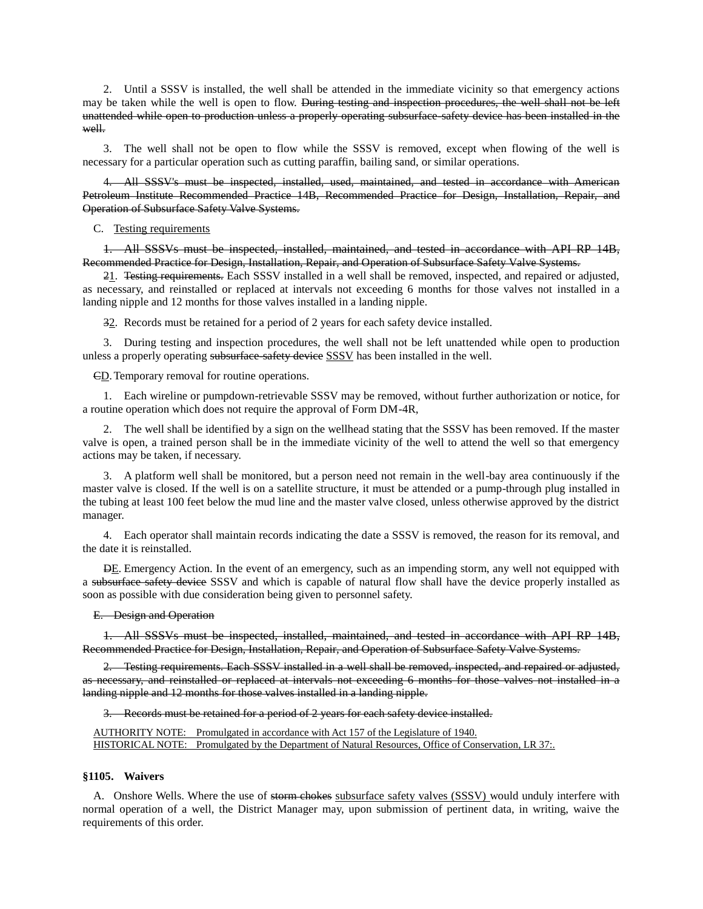2. Until a SSSV is installed, the well shall be attended in the immediate vicinity so that emergency actions may be taken while the well is open to flow. ~~During testing and inspection procedures, the well shall not be left unattended while open to production unless a properly operating subsurface-safety device has been installed in the well.~~

3. The well shall not be open to flow while the SSSV is removed, except when flowing of the well is necessary for a particular operation such as cutting paraffin, bailing sand, or similar operations.

~~4. All SSSV's must be inspected, installed, used, maintained, and tested in accordance with American Petroleum Institute Recommended Practice 14B, Recommended Practice for Design, Installation, Repair, and Operation of Subsurface Safety Valve Systems.~~

C. <u>Testing requirements</u>

~~1. All SSSVs must be inspected, installed, maintained, and tested in accordance with API RP 14B, Recommended Practice for Design, Installation, Repair, and Operation of Subsurface Safety Valve Systems.~~

~~2~~<u>1</u>. ~~Testing requirements.~~ Each SSSV installed in a well shall be removed, inspected, and repaired or adjusted, as necessary, and reinstalled or replaced at intervals not exceeding 6 months for those valves not installed in a landing nipple and 12 months for those valves installed in a landing nipple.

~~3~~<u>2</u>. Records must be retained for a period of 2 years for each safety device installed.

3. During testing and inspection procedures, the well shall not be left unattended while open to production unless a properly operating ~~subsurface-safety device~~ <u>SSSV</u> has been installed in the well.

~~C~~<u>D</u>. Temporary removal for routine operations.

1. Each wireline or pumpdown-retrievable SSSV may be removed, without further authorization or notice, for a routine operation which does not require the approval of Form DM-4R,

2. The well shall be identified by a sign on the wellhead stating that the SSSV has been removed. If the master valve is open, a trained person shall be in the immediate vicinity of the well to attend the well so that emergency actions may be taken, if necessary.

3. A platform well shall be monitored, but a person need not remain in the well-bay area continuously if the master valve is closed. If the well is on a satellite structure, it must be attended or a pump-through plug installed in the tubing at least 100 feet below the mud line and the master valve closed, unless otherwise approved by the district manager.

4. Each operator shall maintain records indicating the date a SSSV is removed, the reason for its removal, and the date it is reinstalled.

~~D~~<u>E</u>. Emergency Action. In the event of an emergency, such as an impending storm, any well not equipped with a ~~subsurface safety device~~ SSSV and which is capable of natural flow shall have the device properly installed as soon as possible with due consideration being given to personnel safety.

~~E. Design and Operation~~

~~1. All SSSVs must be inspected, installed, maintained, and tested in accordance with API RP 14B, Recommended Practice for Design, Installation, Repair, and Operation of Subsurface Safety Valve Systems.~~

~~2. Testing requirements. Each SSSV installed in a well shall be removed, inspected, and repaired or adjusted, as necessary, and reinstalled or replaced at intervals not exceeding 6 months for those valves not installed in a landing nipple and 12 months for those valves installed in a landing nipple.~~

~~3. Records must be retained for a period of 2 years for each safety device installed.~~

<u>AUTHORITY NOTE: Promulgated in accordance with Act 157 of the Legislature of 1940.</u>
<u>HISTORICAL NOTE: Promulgated by the Department of Natural Resources, Office of Conservation, LR 37:.</u>

**§1105. Waivers**

A. Onshore Wells. Where the use of ~~storm chokes~~ <u>subsurface safety valves (SSSV)</u> would unduly interfere with normal operation of a well, the District Manager may, upon submission of pertinent data, in writing, waive the requirements of this order.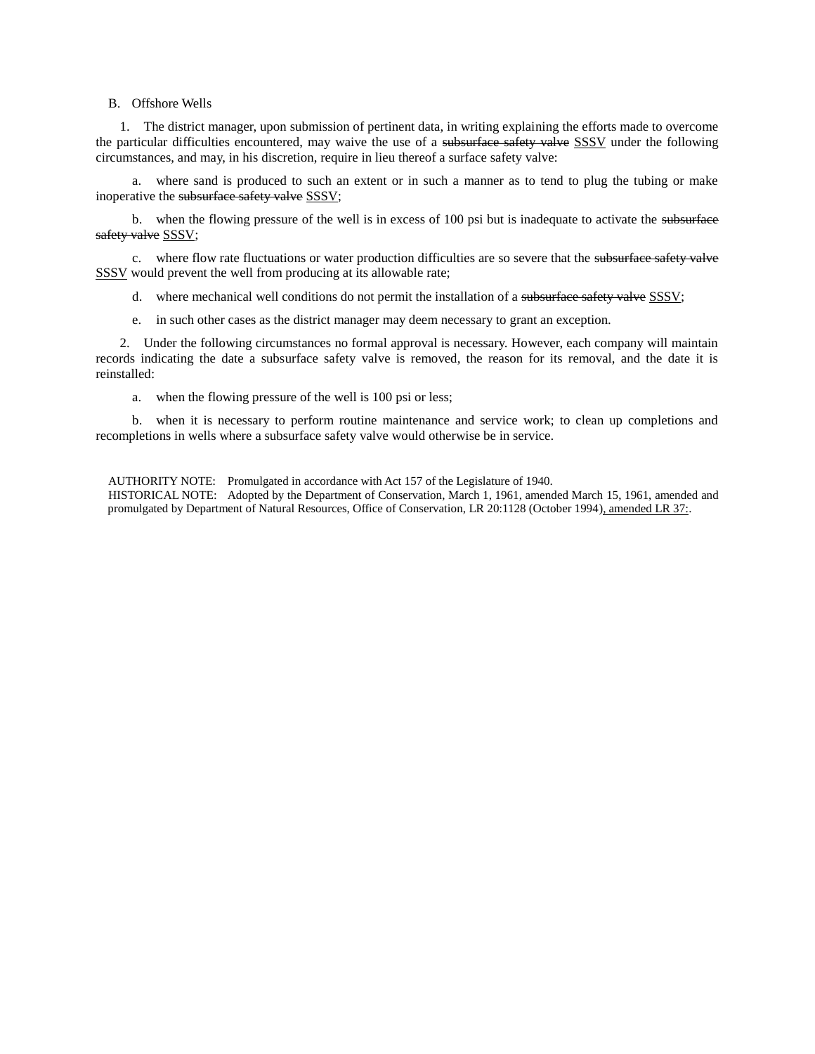B. Offshore Wells

1. The district manager, upon submission of pertinent data, in writing explaining the efforts made to overcome the particular difficulties encountered, may waive the use of a ~~subsurface safety valve~~ <u>SSSV</u> under the following circumstances, and may, in his discretion, require in lieu thereof a surface safety valve:

a. where sand is produced to such an extent or in such a manner as to tend to plug the tubing or make inoperative the ~~subsurface safety valve~~ <u>SSSV</u>;

b. when the flowing pressure of the well is in excess of 100 psi but is inadequate to activate the ~~subsurface safety valve~~ <u>SSSV</u>;

c. where flow rate fluctuations or water production difficulties are so severe that the ~~subsurface safety valve~~ <u>SSSV</u> would prevent the well from producing at its allowable rate;

d. where mechanical well conditions do not permit the installation of a ~~subsurface safety valve~~ <u>SSSV</u>;

e. in such other cases as the district manager may deem necessary to grant an exception.

2. Under the following circumstances no formal approval is necessary. However, each company will maintain records indicating the date a subsurface safety valve is removed, the reason for its removal, and the date it is reinstalled:

a. when the flowing pressure of the well is 100 psi or less;

b. when it is necessary to perform routine maintenance and service work; to clean up completions and recompletions in wells where a subsurface safety valve would otherwise be in service.

AUTHORITY NOTE: Promulgated in accordance with Act 157 of the Legislature of 1940.
HISTORICAL NOTE: Adopted by the Department of Conservation, March 1, 1961, amended March 15, 1961, amended and promulgated by Department of Natural Resources, Office of Conservation, LR 20:1128 (October 1994)<u>, amended LR 37:</u>.